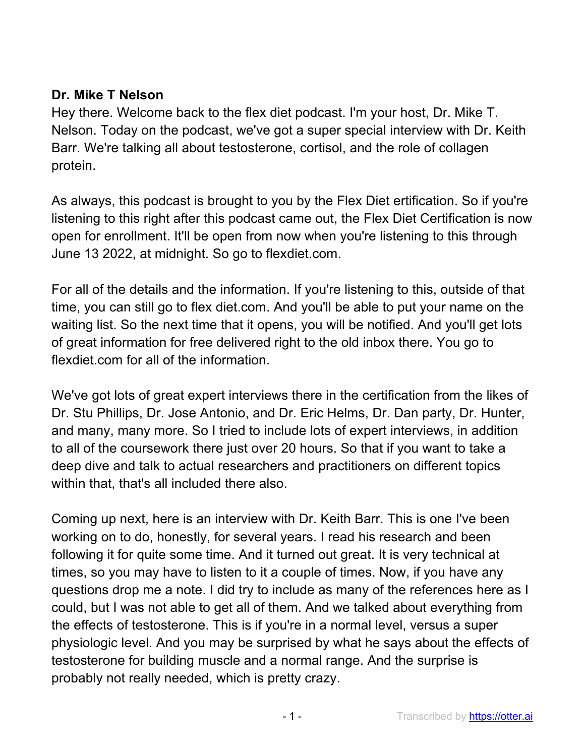**Dr. Mike T Nelson**

Hey there. Welcome back to the flex diet podcast. I'm your host, Dr. Mike T. Nelson. Today on the podcast, we've got a super special interview with Dr. Keith Barr. We're talking all about testosterone, cortisol, and the role of collagen protein.

As always, this podcast is brought to you by the Flex Diet ertification. So if you're listening to this right after this podcast came out, the Flex Diet Certification is now open for enrollment. It'll be open from now when you're listening to this through June 13 2022, at midnight. So go to flexdiet.com.

For all of the details and the information. If you're listening to this, outside of that time, you can still go to flex diet.com. And you'll be able to put your name on the waiting list. So the next time that it opens, you will be notified. And you'll get lots of great information for free delivered right to the old inbox there. You go to flexdiet.com for all of the information.

We've got lots of great expert interviews there in the certification from the likes of Dr. Stu Phillips, Dr. Jose Antonio, and Dr. Eric Helms, Dr. Dan party, Dr. Hunter, and many, many more. So I tried to include lots of expert interviews, in addition to all of the coursework there just over 20 hours. So that if you want to take a deep dive and talk to actual researchers and practitioners on different topics within that, that's all included there also.

Coming up next, here is an interview with Dr. Keith Barr. This is one I've been working on to do, honestly, for several years. I read his research and been following it for quite some time. And it turned out great. It is very technical at times, so you may have to listen to it a couple of times. Now, if you have any questions drop me a note. I did try to include as many of the references here as I could, but I was not able to get all of them. And we talked about everything from the effects of testosterone. This is if you're in a normal level, versus a super physiologic level. And you may be surprised by what he says about the effects of testosterone for building muscle and a normal range. And the surprise is probably not really needed, which is pretty crazy.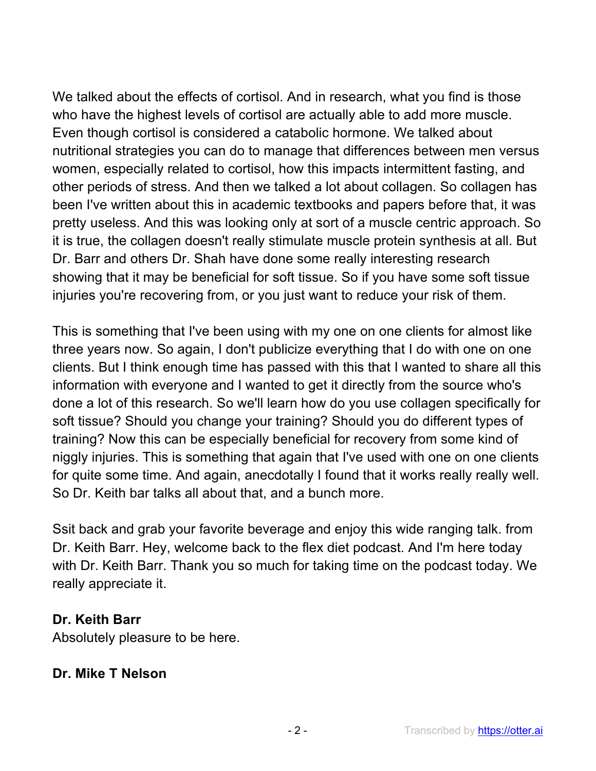We talked about the effects of cortisol. And in research, what you find is those who have the highest levels of cortisol are actually able to add more muscle. Even though cortisol is considered a catabolic hormone. We talked about nutritional strategies you can do to manage that differences between men versus women, especially related to cortisol, how this impacts intermittent fasting, and other periods of stress. And then we talked a lot about collagen. So collagen has been I've written about this in academic textbooks and papers before that, it was pretty useless. And this was looking only at sort of a muscle centric approach. So it is true, the collagen doesn't really stimulate muscle protein synthesis at all. But Dr. Barr and others Dr. Shah have done some really interesting research showing that it may be beneficial for soft tissue. So if you have some soft tissue injuries you're recovering from, or you just want to reduce your risk of them.

This is something that I've been using with my one on one clients for almost like three years now. So again, I don't publicize everything that I do with one on one clients. But I think enough time has passed with this that I wanted to share all this information with everyone and I wanted to get it directly from the source who's done a lot of this research. So we'll learn how do you use collagen specifically for soft tissue? Should you change your training? Should you do different types of training? Now this can be especially beneficial for recovery from some kind of niggly injuries. This is something that again that I've used with one on one clients for quite some time. And again, anecdotally I found that it works really really well. So Dr. Keith bar talks all about that, and a bunch more.

Ssit back and grab your favorite beverage and enjoy this wide ranging talk. from Dr. Keith Barr. Hey, welcome back to the flex diet podcast. And I'm here today with Dr. Keith Barr. Thank you so much for taking time on the podcast today. We really appreciate it.

**Dr. Keith Barr**
Absolutely pleasure to be here.

**Dr. Mike T Nelson**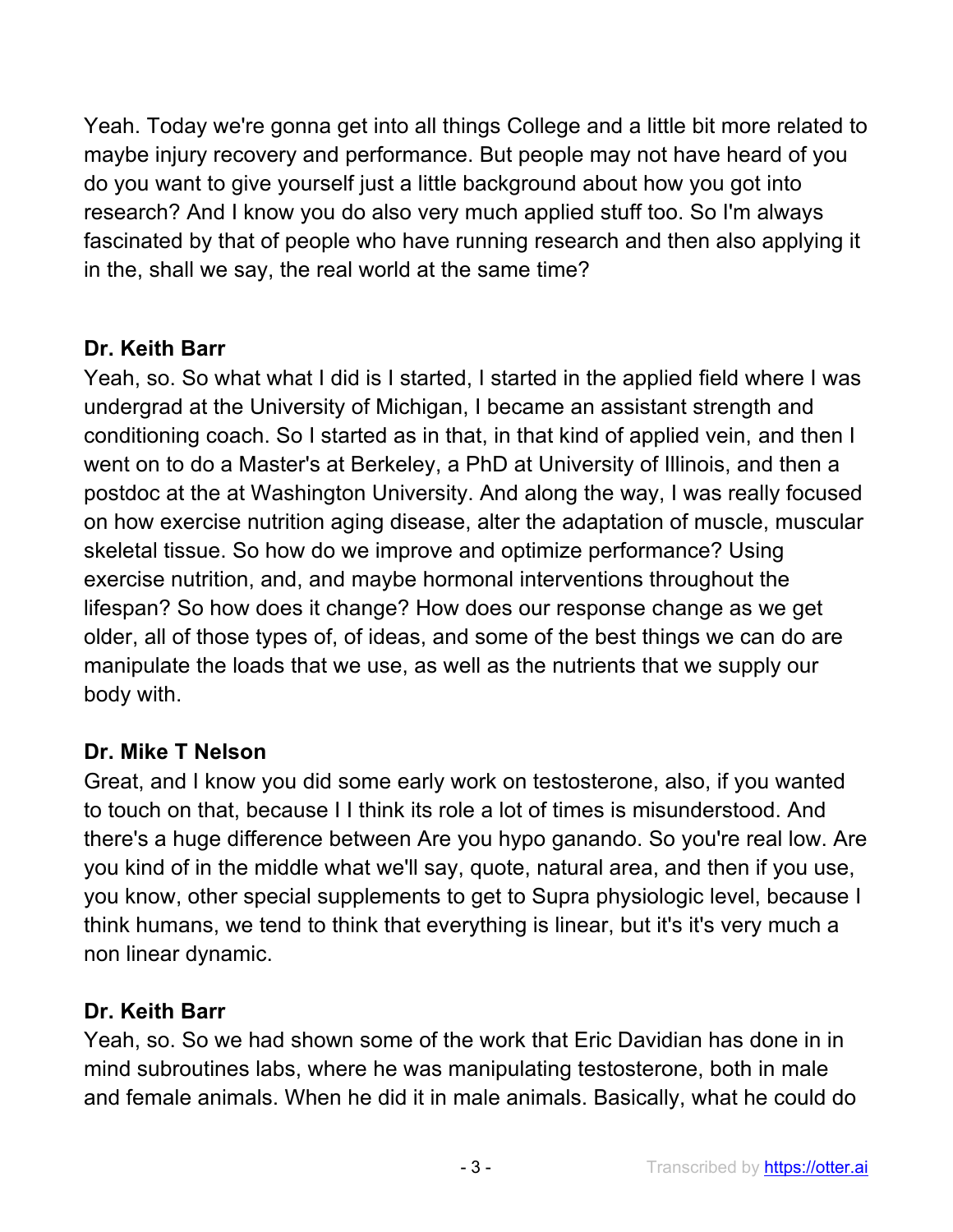Yeah. Today we're gonna get into all things College and a little bit more related to maybe injury recovery and performance. But people may not have heard of you do you want to give yourself just a little background about how you got into research? And I know you do also very much applied stuff too. So I'm always fascinated by that of people who have running research and then also applying it in the, shall we say, the real world at the same time?

**Dr. Keith Barr**

Yeah, so. So what what I did is I started, I started in the applied field where I was undergrad at the University of Michigan, I became an assistant strength and conditioning coach. So I started as in that, in that kind of applied vein, and then I went on to do a Master's at Berkeley, a PhD at University of Illinois, and then a postdoc at the at Washington University. And along the way, I was really focused on how exercise nutrition aging disease, alter the adaptation of muscle, muscular skeletal tissue. So how do we improve and optimize performance? Using exercise nutrition, and, and maybe hormonal interventions throughout the lifespan? So how does it change? How does our response change as we get older, all of those types of, of ideas, and some of the best things we can do are manipulate the loads that we use, as well as the nutrients that we supply our body with.

**Dr. Mike T Nelson**

Great, and I know you did some early work on testosterone, also, if you wanted to touch on that, because I I think its role a lot of times is misunderstood. And there's a huge difference between Are you hypo ganando. So you're real low. Are you kind of in the middle what we'll say, quote, natural area, and then if you use, you know, other special supplements to get to Supra physiologic level, because I think humans, we tend to think that everything is linear, but it's it's very much a non linear dynamic.

**Dr. Keith Barr**

Yeah, so. So we had shown some of the work that Eric Davidian has done in in mind subroutines labs, where he was manipulating testosterone, both in male and female animals. When he did it in male animals. Basically, what he could do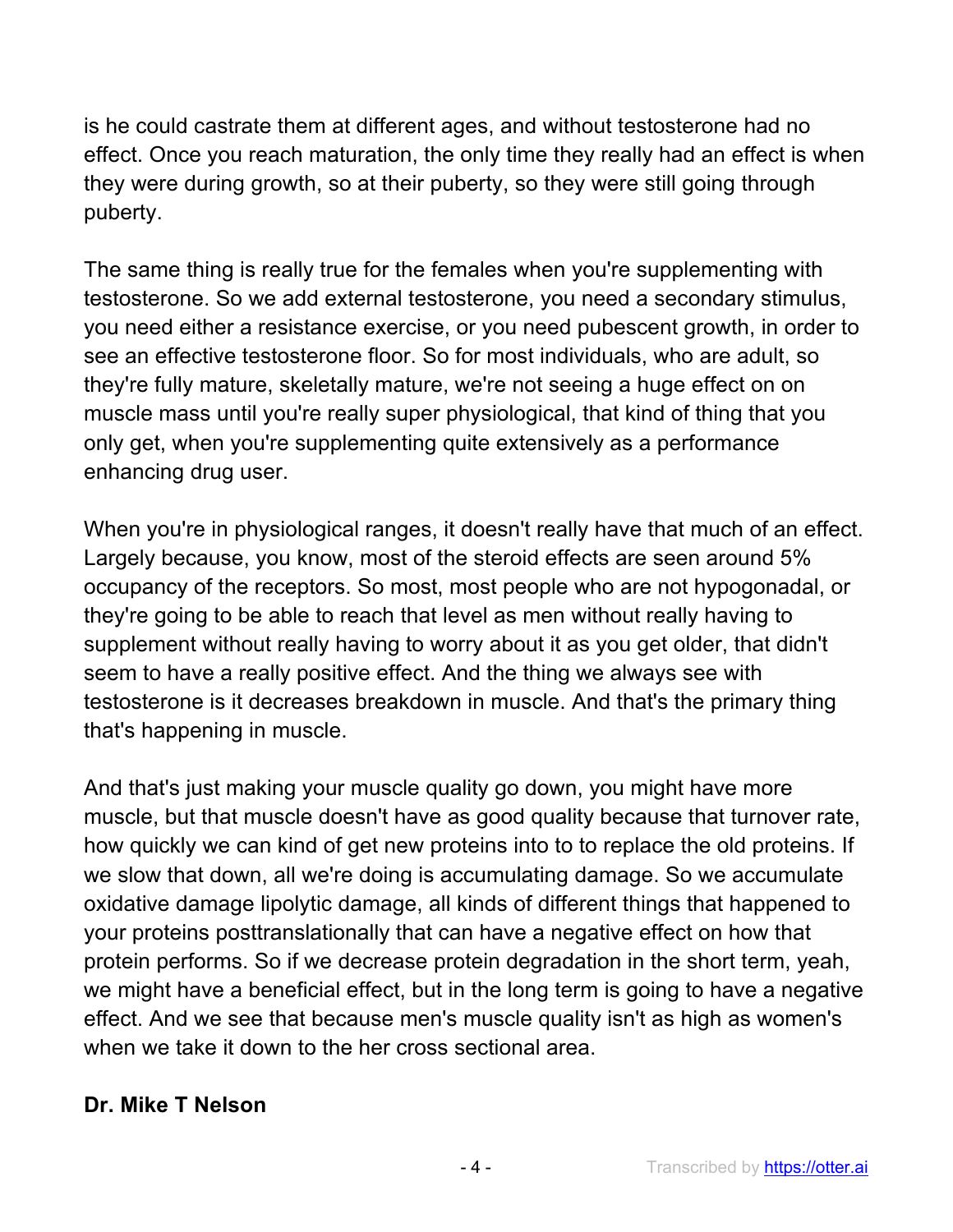is he could castrate them at different ages, and without testosterone had no effect. Once you reach maturation, the only time they really had an effect is when they were during growth, so at their puberty, so they were still going through puberty.

The same thing is really true for the females when you're supplementing with testosterone. So we add external testosterone, you need a secondary stimulus, you need either a resistance exercise, or you need pubescent growth, in order to see an effective testosterone floor. So for most individuals, who are adult, so they're fully mature, skeletally mature, we're not seeing a huge effect on on muscle mass until you're really super physiological, that kind of thing that you only get, when you're supplementing quite extensively as a performance enhancing drug user.

When you're in physiological ranges, it doesn't really have that much of an effect. Largely because, you know, most of the steroid effects are seen around 5% occupancy of the receptors. So most, most people who are not hypogonadal, or they're going to be able to reach that level as men without really having to supplement without really having to worry about it as you get older, that didn't seem to have a really positive effect. And the thing we always see with testosterone is it decreases breakdown in muscle. And that's the primary thing that's happening in muscle.

And that's just making your muscle quality go down, you might have more muscle, but that muscle doesn't have as good quality because that turnover rate, how quickly we can kind of get new proteins into to to replace the old proteins. If we slow that down, all we're doing is accumulating damage. So we accumulate oxidative damage lipolytic damage, all kinds of different things that happened to your proteins posttranslationally that can have a negative effect on how that protein performs. So if we decrease protein degradation in the short term, yeah, we might have a beneficial effect, but in the long term is going to have a negative effect. And we see that because men's muscle quality isn't as high as women's when we take it down to the her cross sectional area.

**Dr. Mike T Nelson**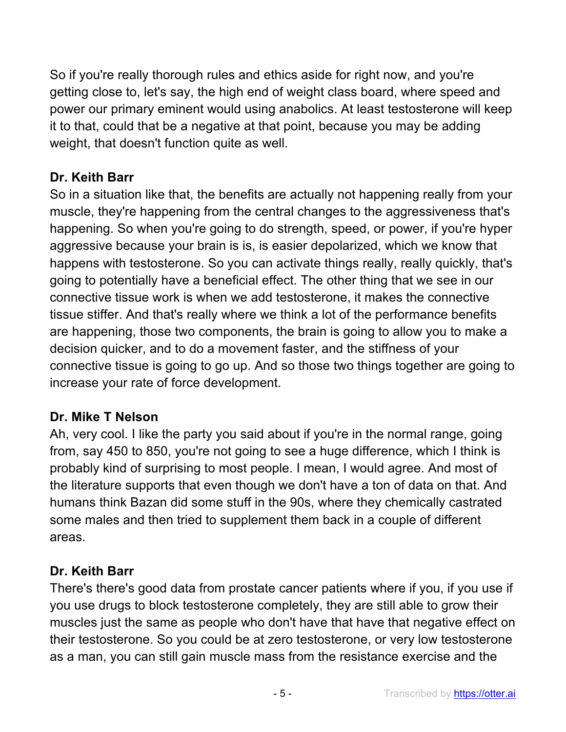So if you're really thorough rules and ethics aside for right now, and you're getting close to, let's say, the high end of weight class board, where speed and power our primary eminent would using anabolics. At least testosterone will keep it to that, could that be a negative at that point, because you may be adding weight, that doesn't function quite as well.

**Dr. Keith Barr**
So in a situation like that, the benefits are actually not happening really from your muscle, they're happening from the central changes to the aggressiveness that's happening. So when you're going to do strength, speed, or power, if you're hyper aggressive because your brain is is, is easier depolarized, which we know that happens with testosterone. So you can activate things really, really quickly, that's going to potentially have a beneficial effect. The other thing that we see in our connective tissue work is when we add testosterone, it makes the connective tissue stiffer. And that's really where we think a lot of the performance benefits are happening, those two components, the brain is going to allow you to make a decision quicker, and to do a movement faster, and the stiffness of your connective tissue is going to go up. And so those two things together are going to increase your rate of force development.

**Dr. Mike T Nelson**
Ah, very cool. I like the party you said about if you're in the normal range, going from, say 450 to 850, you're not going to see a huge difference, which I think is probably kind of surprising to most people. I mean, I would agree. And most of the literature supports that even though we don't have a ton of data on that. And humans think Bazan did some stuff in the 90s, where they chemically castrated some males and then tried to supplement them back in a couple of different areas.

**Dr. Keith Barr**
There's there's good data from prostate cancer patients where if you, if you use if you use drugs to block testosterone completely, they are still able to grow their muscles just the same as people who don't have that have that negative effect on their testosterone. So you could be at zero testosterone, or very low testosterone as a man, you can still gain muscle mass from the resistance exercise and the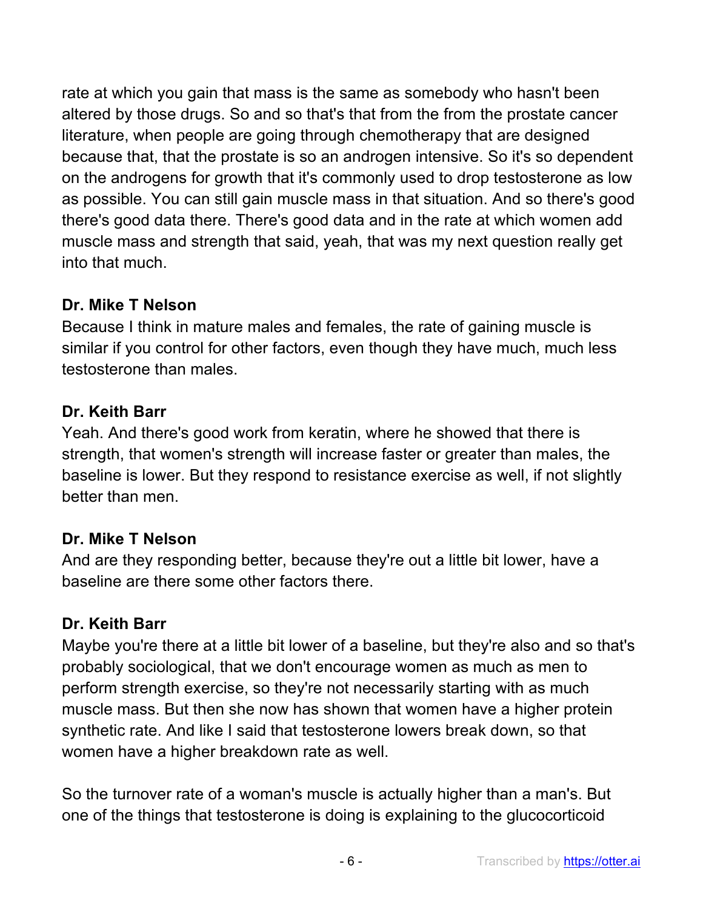rate at which you gain that mass is the same as somebody who hasn't been altered by those drugs. So and so that's that from the from the prostate cancer literature, when people are going through chemotherapy that are designed because that, that the prostate is so an androgen intensive. So it's so dependent on the androgens for growth that it's commonly used to drop testosterone as low as possible. You can still gain muscle mass in that situation. And so there's good there's good data there. There's good data and in the rate at which women add muscle mass and strength that said, yeah, that was my next question really get into that much.

**Dr. Mike T Nelson**
Because I think in mature males and females, the rate of gaining muscle is similar if you control for other factors, even though they have much, much less testosterone than males.

**Dr. Keith Barr**
Yeah. And there's good work from keratin, where he showed that there is strength, that women's strength will increase faster or greater than males, the baseline is lower. But they respond to resistance exercise as well, if not slightly better than men.

**Dr. Mike T Nelson**
And are they responding better, because they're out a little bit lower, have a baseline are there some other factors there.

**Dr. Keith Barr**
Maybe you're there at a little bit lower of a baseline, but they're also and so that's probably sociological, that we don't encourage women as much as men to perform strength exercise, so they're not necessarily starting with as much muscle mass. But then she now has shown that women have a higher protein synthetic rate. And like I said that testosterone lowers break down, so that women have a higher breakdown rate as well.

So the turnover rate of a woman's muscle is actually higher than a man's. But one of the things that testosterone is doing is explaining to the glucocorticoid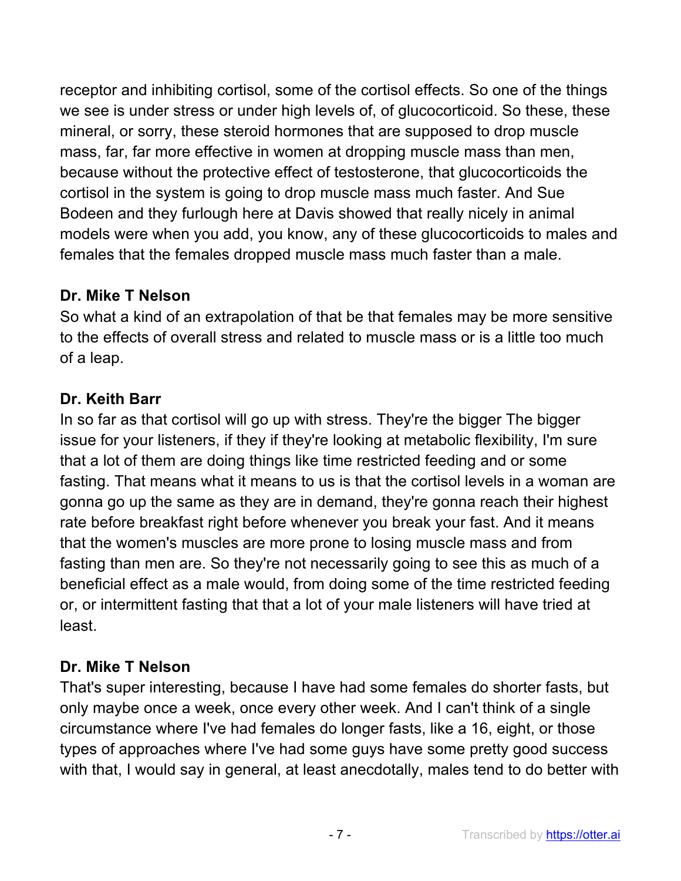receptor and inhibiting cortisol, some of the cortisol effects. So one of the things we see is under stress or under high levels of, of glucocorticoid. So these, these mineral, or sorry, these steroid hormones that are supposed to drop muscle mass, far, far more effective in women at dropping muscle mass than men, because without the protective effect of testosterone, that glucocorticoids the cortisol in the system is going to drop muscle mass much faster. And Sue Bodeen and they furlough here at Davis showed that really nicely in animal models were when you add, you know, any of these glucocorticoids to males and females that the females dropped muscle mass much faster than a male.

**Dr. Mike T Nelson**
So what a kind of an extrapolation of that be that females may be more sensitive to the effects of overall stress and related to muscle mass or is a little too much of a leap.

**Dr. Keith Barr**
In so far as that cortisol will go up with stress. They're the bigger The bigger issue for your listeners, if they if they're looking at metabolic flexibility, I'm sure that a lot of them are doing things like time restricted feeding and or some fasting. That means what it means to us is that the cortisol levels in a woman are gonna go up the same as they are in demand, they're gonna reach their highest rate before breakfast right before whenever you break your fast. And it means that the women's muscles are more prone to losing muscle mass and from fasting than men are. So they're not necessarily going to see this as much of a beneficial effect as a male would, from doing some of the time restricted feeding or, or intermittent fasting that that a lot of your male listeners will have tried at least.

**Dr. Mike T Nelson**
That's super interesting, because I have had some females do shorter fasts, but only maybe once a week, once every other week. And I can't think of a single circumstance where I've had females do longer fasts, like a 16, eight, or those types of approaches where I've had some guys have some pretty good success with that, I would say in general, at least anecdotally, males tend to do better with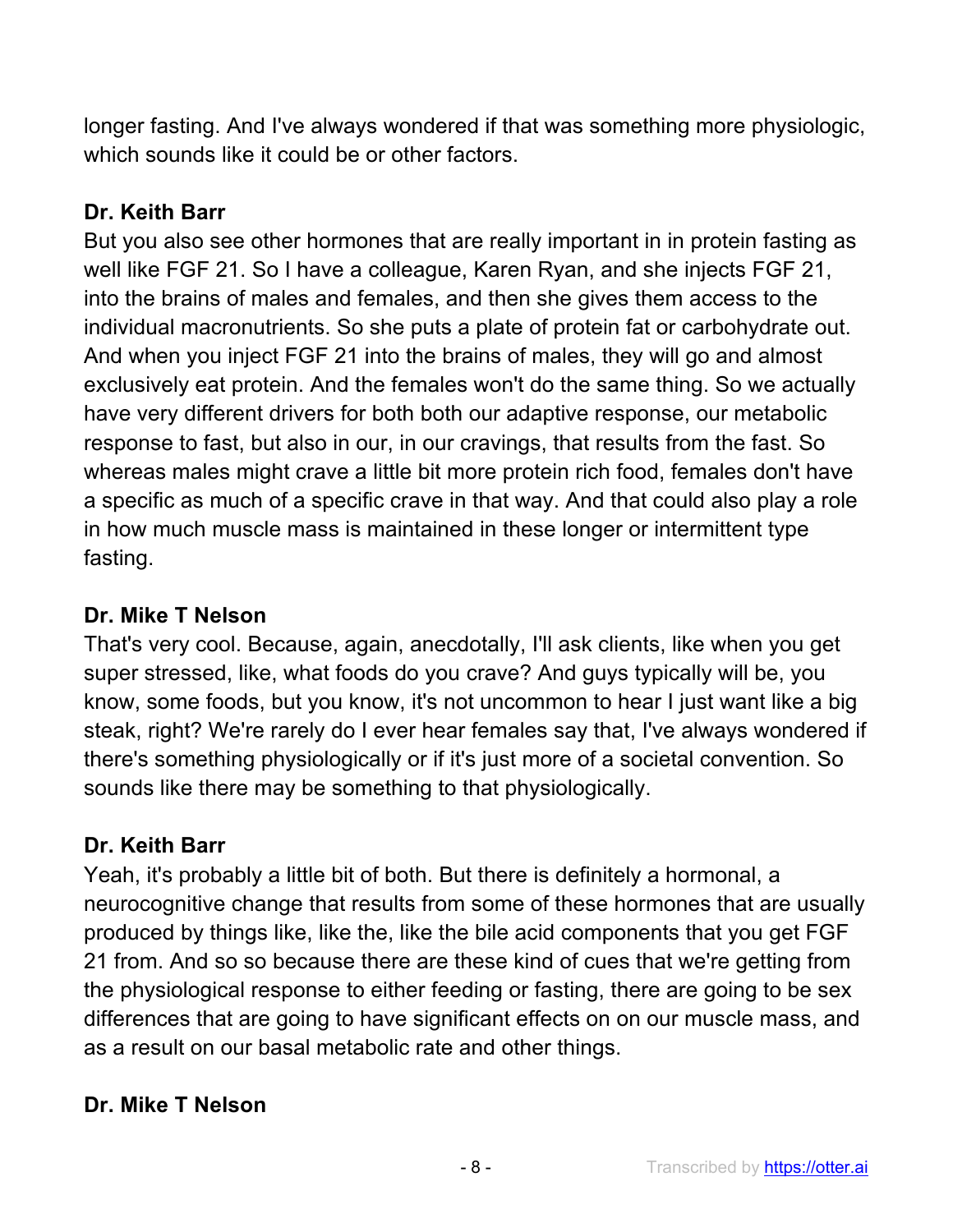longer fasting. And I've always wondered if that was something more physiologic, which sounds like it could be or other factors.

**Dr. Keith Barr**

But you also see other hormones that are really important in in protein fasting as well like FGF 21. So I have a colleague, Karen Ryan, and she injects FGF 21, into the brains of males and females, and then she gives them access to the individual macronutrients. So she puts a plate of protein fat or carbohydrate out. And when you inject FGF 21 into the brains of males, they will go and almost exclusively eat protein. And the females won't do the same thing. So we actually have very different drivers for both both our adaptive response, our metabolic response to fast, but also in our, in our cravings, that results from the fast. So whereas males might crave a little bit more protein rich food, females don't have a specific as much of a specific crave in that way. And that could also play a role in how much muscle mass is maintained in these longer or intermittent type fasting.

**Dr. Mike T Nelson**

That's very cool. Because, again, anecdotally, I'll ask clients, like when you get super stressed, like, what foods do you crave? And guys typically will be, you know, some foods, but you know, it's not uncommon to hear I just want like a big steak, right? We're rarely do I ever hear females say that, I've always wondered if there's something physiologically or if it's just more of a societal convention. So sounds like there may be something to that physiologically.

**Dr. Keith Barr**

Yeah, it's probably a little bit of both. But there is definitely a hormonal, a neurocognitive change that results from some of these hormones that are usually produced by things like, like the, like the bile acid components that you get FGF 21 from. And so so because there are these kind of cues that we're getting from the physiological response to either feeding or fasting, there are going to be sex differences that are going to have significant effects on on our muscle mass, and as a result on our basal metabolic rate and other things.

**Dr. Mike T Nelson**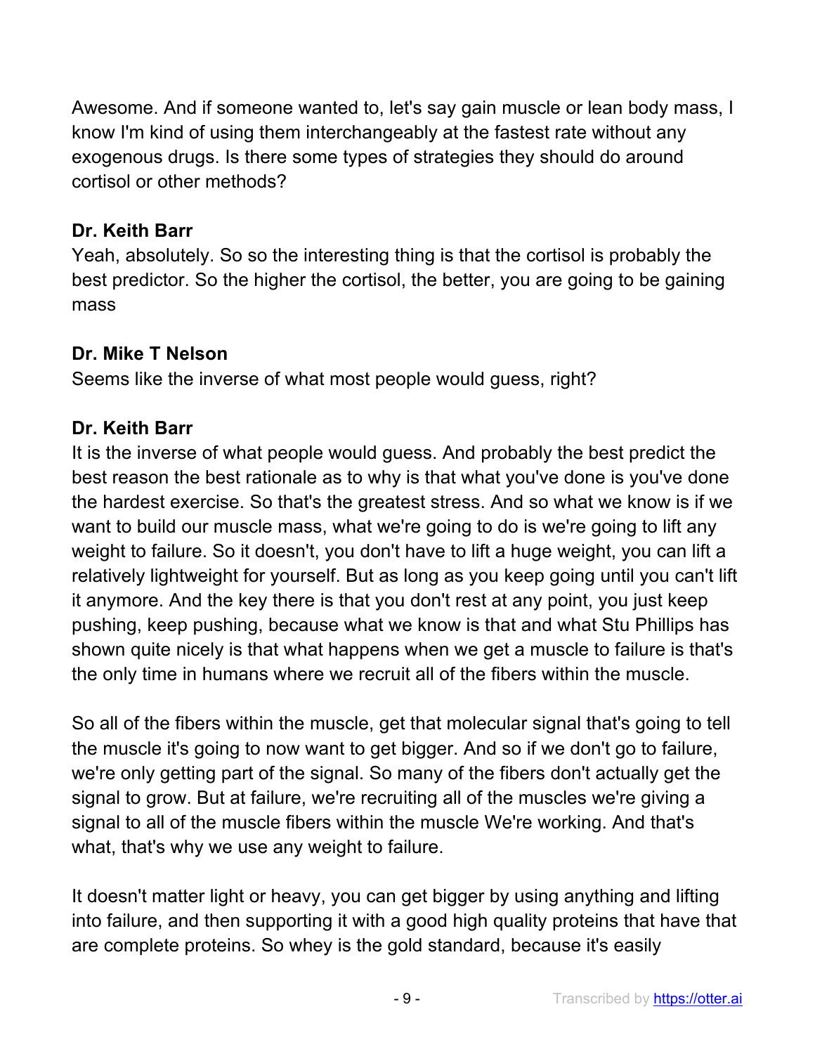Awesome. And if someone wanted to, let's say gain muscle or lean body mass, I know I'm kind of using them interchangeably at the fastest rate without any exogenous drugs. Is there some types of strategies they should do around cortisol or other methods?

**Dr. Keith Barr**
Yeah, absolutely. So so the interesting thing is that the cortisol is probably the best predictor. So the higher the cortisol, the better, you are going to be gaining mass

**Dr. Mike T Nelson**
Seems like the inverse of what most people would guess, right?

**Dr. Keith Barr**
It is the inverse of what people would guess. And probably the best predict the best reason the best rationale as to why is that what you've done is you've done the hardest exercise. So that's the greatest stress. And so what we know is if we want to build our muscle mass, what we're going to do is we're going to lift any weight to failure. So it doesn't, you don't have to lift a huge weight, you can lift a relatively lightweight for yourself. But as long as you keep going until you can't lift it anymore. And the key there is that you don't rest at any point, you just keep pushing, keep pushing, because what we know is that and what Stu Phillips has shown quite nicely is that what happens when we get a muscle to failure is that's the only time in humans where we recruit all of the fibers within the muscle.

So all of the fibers within the muscle, get that molecular signal that's going to tell the muscle it's going to now want to get bigger. And so if we don't go to failure, we're only getting part of the signal. So many of the fibers don't actually get the signal to grow. But at failure, we're recruiting all of the muscles we're giving a signal to all of the muscle fibers within the muscle We're working. And that's what, that's why we use any weight to failure.

It doesn't matter light or heavy, you can get bigger by using anything and lifting into failure, and then supporting it with a good high quality proteins that have that are complete proteins. So whey is the gold standard, because it's easily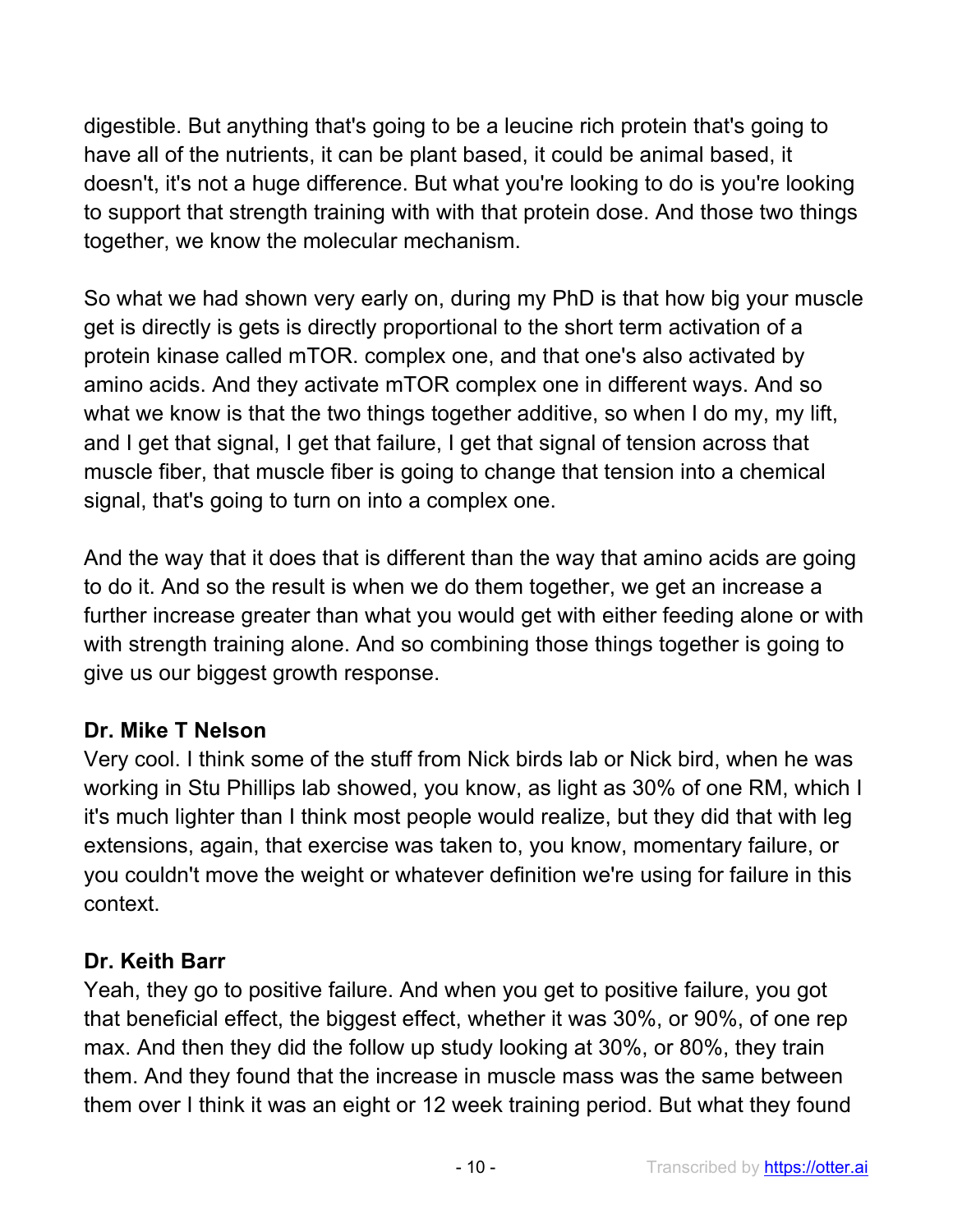digestible. But anything that's going to be a leucine rich protein that's going to have all of the nutrients, it can be plant based, it could be animal based, it doesn't, it's not a huge difference. But what you're looking to do is you're looking to support that strength training with with that protein dose. And those two things together, we know the molecular mechanism.

So what we had shown very early on, during my PhD is that how big your muscle get is directly is gets is directly proportional to the short term activation of a protein kinase called mTOR. complex one, and that one's also activated by amino acids. And they activate mTOR complex one in different ways. And so what we know is that the two things together additive, so when I do my, my lift, and I get that signal, I get that failure, I get that signal of tension across that muscle fiber, that muscle fiber is going to change that tension into a chemical signal, that's going to turn on into a complex one.

And the way that it does that is different than the way that amino acids are going to do it. And so the result is when we do them together, we get an increase a further increase greater than what you would get with either feeding alone or with with strength training alone. And so combining those things together is going to give us our biggest growth response.

**Dr. Mike T Nelson**
Very cool. I think some of the stuff from Nick birds lab or Nick bird, when he was working in Stu Phillips lab showed, you know, as light as 30% of one RM, which I it's much lighter than I think most people would realize, but they did that with leg extensions, again, that exercise was taken to, you know, momentary failure, or you couldn't move the weight or whatever definition we're using for failure in this context.

**Dr. Keith Barr**
Yeah, they go to positive failure. And when you get to positive failure, you got that beneficial effect, the biggest effect, whether it was 30%, or 90%, of one rep max. And then they did the follow up study looking at 30%, or 80%, they train them. And they found that the increase in muscle mass was the same between them over I think it was an eight or 12 week training period. But what they found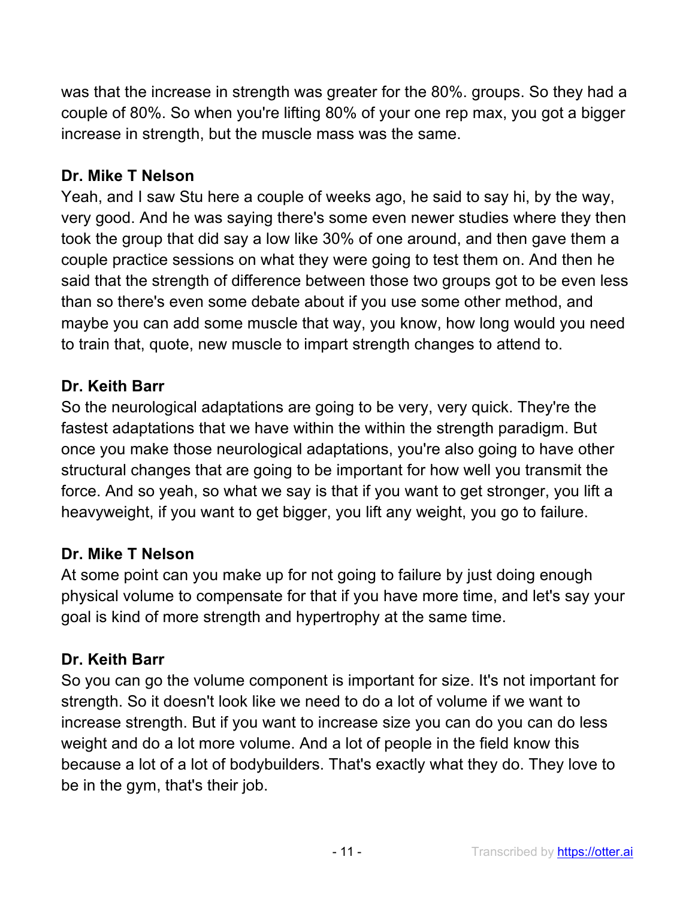was that the increase in strength was greater for the 80%. groups. So they had a couple of 80%. So when you're lifting 80% of your one rep max, you got a bigger increase in strength, but the muscle mass was the same.

**Dr. Mike T Nelson**

Yeah, and I saw Stu here a couple of weeks ago, he said to say hi, by the way, very good. And he was saying there's some even newer studies where they then took the group that did say a low like 30% of one around, and then gave them a couple practice sessions on what they were going to test them on. And then he said that the strength of difference between those two groups got to be even less than so there's even some debate about if you use some other method, and maybe you can add some muscle that way, you know, how long would you need to train that, quote, new muscle to impart strength changes to attend to.

**Dr. Keith Barr**

So the neurological adaptations are going to be very, very quick. They're the fastest adaptations that we have within the within the strength paradigm. But once you make those neurological adaptations, you're also going to have other structural changes that are going to be important for how well you transmit the force. And so yeah, so what we say is that if you want to get stronger, you lift a heavyweight, if you want to get bigger, you lift any weight, you go to failure.

**Dr. Mike T Nelson**

At some point can you make up for not going to failure by just doing enough physical volume to compensate for that if you have more time, and let's say your goal is kind of more strength and hypertrophy at the same time.

**Dr. Keith Barr**

So you can go the volume component is important for size. It's not important for strength. So it doesn't look like we need to do a lot of volume if we want to increase strength. But if you want to increase size you can do you can do less weight and do a lot more volume. And a lot of people in the field know this because a lot of a lot of bodybuilders. That's exactly what they do. They love to be in the gym, that's their job.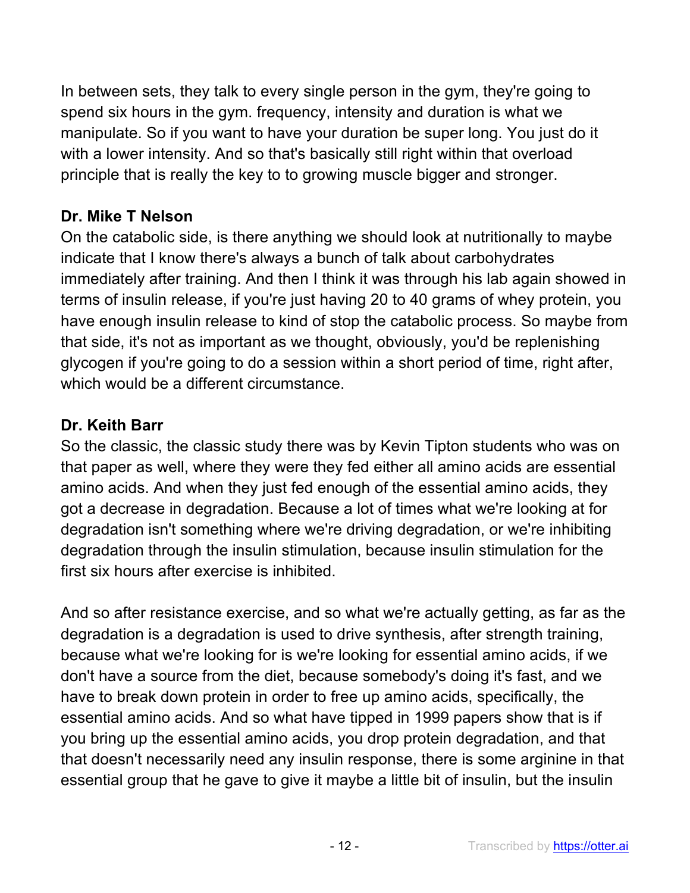In between sets, they talk to every single person in the gym, they're going to spend six hours in the gym. frequency, intensity and duration is what we manipulate. So if you want to have your duration be super long. You just do it with a lower intensity. And so that's basically still right within that overload principle that is really the key to to growing muscle bigger and stronger.

**Dr. Mike T Nelson**

On the catabolic side, is there anything we should look at nutritionally to maybe indicate that I know there's always a bunch of talk about carbohydrates immediately after training. And then I think it was through his lab again showed in terms of insulin release, if you're just having 20 to 40 grams of whey protein, you have enough insulin release to kind of stop the catabolic process. So maybe from that side, it's not as important as we thought, obviously, you'd be replenishing glycogen if you're going to do a session within a short period of time, right after, which would be a different circumstance.

**Dr. Keith Barr**

So the classic, the classic study there was by Kevin Tipton students who was on that paper as well, where they were they fed either all amino acids are essential amino acids. And when they just fed enough of the essential amino acids, they got a decrease in degradation. Because a lot of times what we're looking at for degradation isn't something where we're driving degradation, or we're inhibiting degradation through the insulin stimulation, because insulin stimulation for the first six hours after exercise is inhibited.

And so after resistance exercise, and so what we're actually getting, as far as the degradation is a degradation is used to drive synthesis, after strength training, because what we're looking for is we're looking for essential amino acids, if we don't have a source from the diet, because somebody's doing it's fast, and we have to break down protein in order to free up amino acids, specifically, the essential amino acids. And so what have tipped in 1999 papers show that is if you bring up the essential amino acids, you drop protein degradation, and that that doesn't necessarily need any insulin response, there is some arginine in that essential group that he gave to give it maybe a little bit of insulin, but the insulin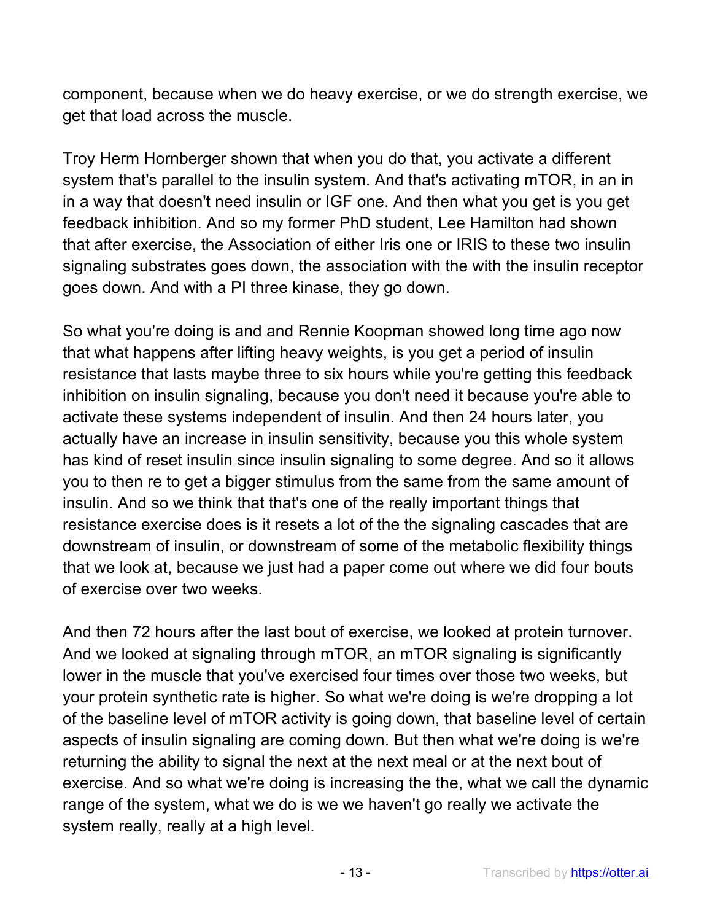component, because when we do heavy exercise, or we do strength exercise, we get that load across the muscle.

Troy Herm Hornberger shown that when you do that, you activate a different system that's parallel to the insulin system. And that's activating mTOR, in an in in a way that doesn't need insulin or IGF one. And then what you get is you get feedback inhibition. And so my former PhD student, Lee Hamilton had shown that after exercise, the Association of either Iris one or IRIS to these two insulin signaling substrates goes down, the association with the with the insulin receptor goes down. And with a PI three kinase, they go down.

So what you're doing is and and Rennie Koopman showed long time ago now that what happens after lifting heavy weights, is you get a period of insulin resistance that lasts maybe three to six hours while you're getting this feedback inhibition on insulin signaling, because you don't need it because you're able to activate these systems independent of insulin. And then 24 hours later, you actually have an increase in insulin sensitivity, because you this whole system has kind of reset insulin since insulin signaling to some degree. And so it allows you to then re to get a bigger stimulus from the same from the same amount of insulin. And so we think that that's one of the really important things that resistance exercise does is it resets a lot of the the signaling cascades that are downstream of insulin, or downstream of some of the metabolic flexibility things that we look at, because we just had a paper come out where we did four bouts of exercise over two weeks.

And then 72 hours after the last bout of exercise, we looked at protein turnover. And we looked at signaling through mTOR, an mTOR signaling is significantly lower in the muscle that you've exercised four times over those two weeks, but your protein synthetic rate is higher. So what we're doing is we're dropping a lot of the baseline level of mTOR activity is going down, that baseline level of certain aspects of insulin signaling are coming down. But then what we're doing is we're returning the ability to signal the next at the next meal or at the next bout of exercise. And so what we're doing is increasing the the, what we call the dynamic range of the system, what we do is we we haven't go really we activate the system really, really at a high level.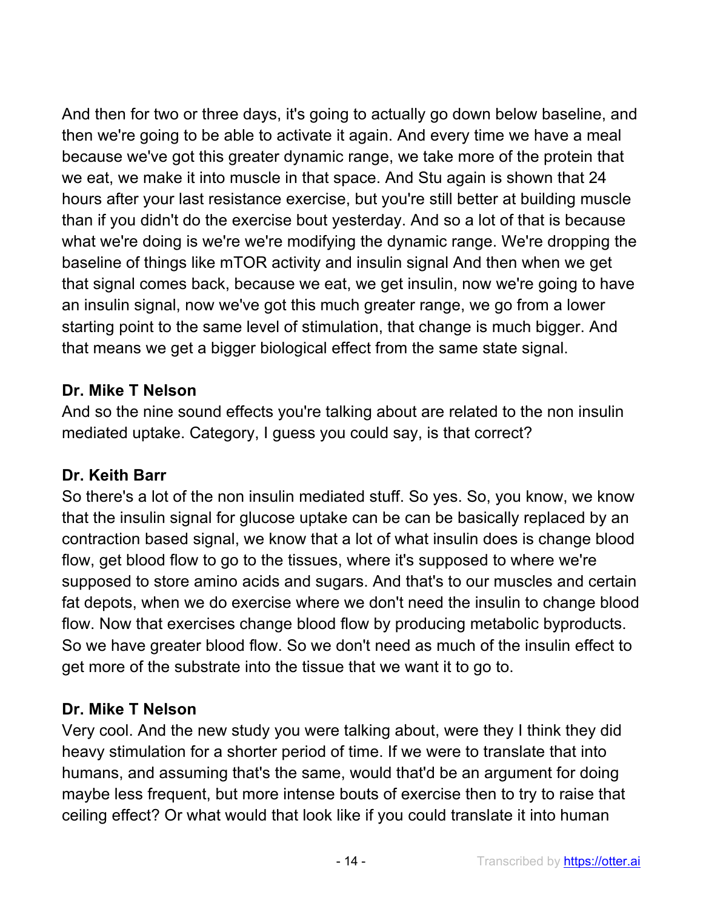And then for two or three days, it's going to actually go down below baseline, and then we're going to be able to activate it again. And every time we have a meal because we've got this greater dynamic range, we take more of the protein that we eat, we make it into muscle in that space. And Stu again is shown that 24 hours after your last resistance exercise, but you're still better at building muscle than if you didn't do the exercise bout yesterday. And so a lot of that is because what we're doing is we're we're modifying the dynamic range. We're dropping the baseline of things like mTOR activity and insulin signal And then when we get that signal comes back, because we eat, we get insulin, now we're going to have an insulin signal, now we've got this much greater range, we go from a lower starting point to the same level of stimulation, that change is much bigger. And that means we get a bigger biological effect from the same state signal.

**Dr. Mike T Nelson**

And so the nine sound effects you're talking about are related to the non insulin mediated uptake. Category, I guess you could say, is that correct?

**Dr. Keith Barr**

So there's a lot of the non insulin mediated stuff. So yes. So, you know, we know that the insulin signal for glucose uptake can be can be basically replaced by an contraction based signal, we know that a lot of what insulin does is change blood flow, get blood flow to go to the tissues, where it's supposed to where we're supposed to store amino acids and sugars. And that's to our muscles and certain fat depots, when we do exercise where we don't need the insulin to change blood flow. Now that exercises change blood flow by producing metabolic byproducts. So we have greater blood flow. So we don't need as much of the insulin effect to get more of the substrate into the tissue that we want it to go to.

**Dr. Mike T Nelson**

Very cool. And the new study you were talking about, were they I think they did heavy stimulation for a shorter period of time. If we were to translate that into humans, and assuming that's the same, would that'd be an argument for doing maybe less frequent, but more intense bouts of exercise then to try to raise that ceiling effect? Or what would that look like if you could translate it into human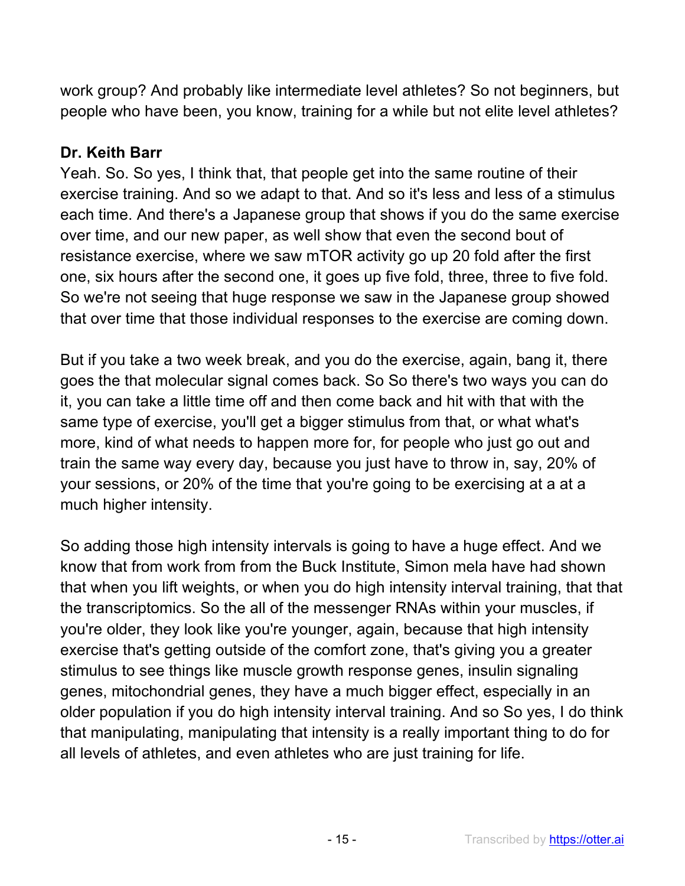work group? And probably like intermediate level athletes? So not beginners, but people who have been, you know, training for a while but not elite level athletes?

**Dr. Keith Barr**
Yeah. So. So yes, I think that, that people get into the same routine of their exercise training. And so we adapt to that. And so it's less and less of a stimulus each time. And there's a Japanese group that shows if you do the same exercise over time, and our new paper, as well show that even the second bout of resistance exercise, where we saw mTOR activity go up 20 fold after the first one, six hours after the second one, it goes up five fold, three, three to five fold. So we're not seeing that huge response we saw in the Japanese group showed that over time that those individual responses to the exercise are coming down.

But if you take a two week break, and you do the exercise, again, bang it, there goes the that molecular signal comes back. So So there's two ways you can do it, you can take a little time off and then come back and hit with that with the same type of exercise, you'll get a bigger stimulus from that, or what what's more, kind of what needs to happen more for, for people who just go out and train the same way every day, because you just have to throw in, say, 20% of your sessions, or 20% of the time that you're going to be exercising at a at a much higher intensity.

So adding those high intensity intervals is going to have a huge effect. And we know that from work from from the Buck Institute, Simon mela have had shown that when you lift weights, or when you do high intensity interval training, that that the transcriptomics. So the all of the messenger RNAs within your muscles, if you're older, they look like you're younger, again, because that high intensity exercise that's getting outside of the comfort zone, that's giving you a greater stimulus to see things like muscle growth response genes, insulin signaling genes, mitochondrial genes, they have a much bigger effect, especially in an older population if you do high intensity interval training. And so So yes, I do think that manipulating, manipulating that intensity is a really important thing to do for all levels of athletes, and even athletes who are just training for life.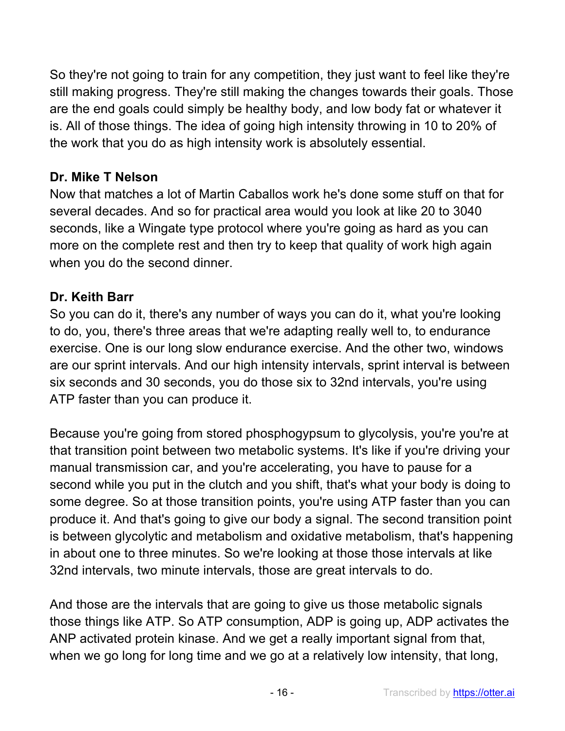So they're not going to train for any competition, they just want to feel like they're still making progress. They're still making the changes towards their goals. Those are the end goals could simply be healthy body, and low body fat or whatever it is. All of those things. The idea of going high intensity throwing in 10 to 20% of the work that you do as high intensity work is absolutely essential.

**Dr. Mike T Nelson**
Now that matches a lot of Martin Caballos work he's done some stuff on that for several decades. And so for practical area would you look at like 20 to 3040 seconds, like a Wingate type protocol where you're going as hard as you can more on the complete rest and then try to keep that quality of work high again when you do the second dinner.

**Dr. Keith Barr**
So you can do it, there's any number of ways you can do it, what you're looking to do, you, there's three areas that we're adapting really well to, to endurance exercise. One is our long slow endurance exercise. And the other two, windows are our sprint intervals. And our high intensity intervals, sprint interval is between six seconds and 30 seconds, you do those six to 32nd intervals, you're using ATP faster than you can produce it.

Because you're going from stored phosphogypsum to glycolysis, you're you're at that transition point between two metabolic systems. It's like if you're driving your manual transmission car, and you're accelerating, you have to pause for a second while you put in the clutch and you shift, that's what your body is doing to some degree. So at those transition points, you're using ATP faster than you can produce it. And that's going to give our body a signal. The second transition point is between glycolytic and metabolism and oxidative metabolism, that's happening in about one to three minutes. So we're looking at those those intervals at like 32nd intervals, two minute intervals, those are great intervals to do.

And those are the intervals that are going to give us those metabolic signals those things like ATP. So ATP consumption, ADP is going up, ADP activates the ANP activated protein kinase. And we get a really important signal from that, when we go long for long time and we go at a relatively low intensity, that long,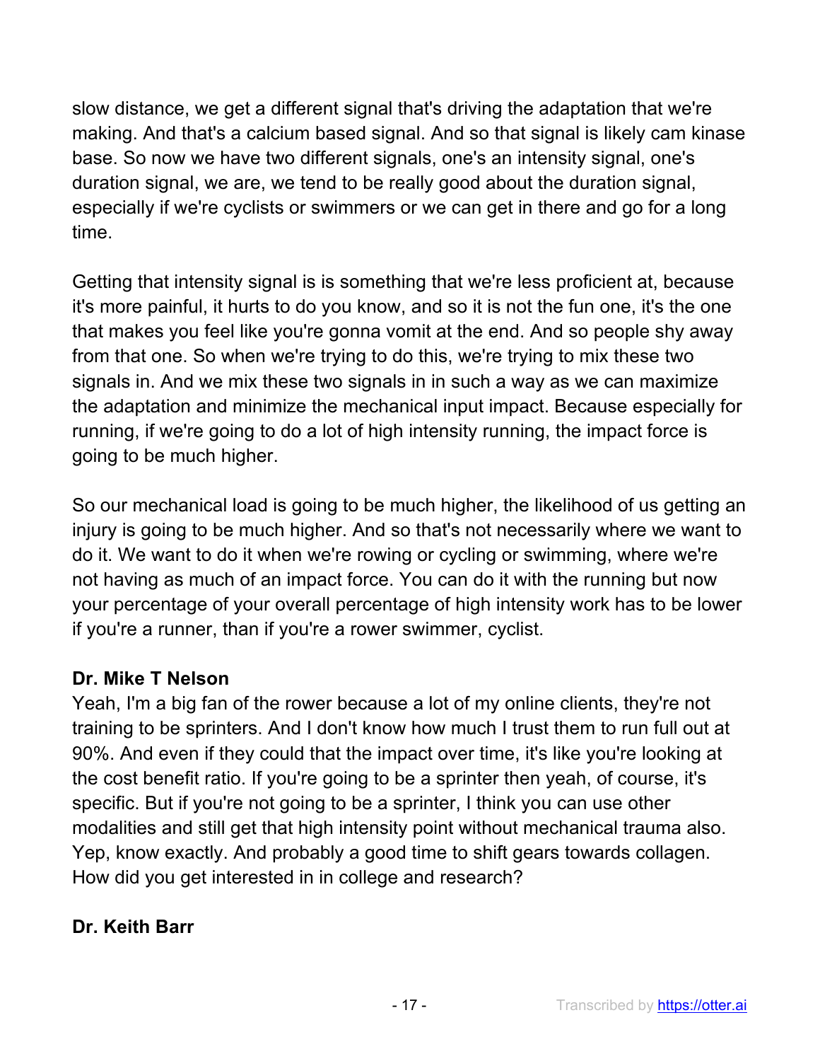slow distance, we get a different signal that's driving the adaptation that we're making. And that's a calcium based signal. And so that signal is likely cam kinase base. So now we have two different signals, one's an intensity signal, one's duration signal, we are, we tend to be really good about the duration signal, especially if we're cyclists or swimmers or we can get in there and go for a long time.

Getting that intensity signal is is something that we're less proficient at, because it's more painful, it hurts to do you know, and so it is not the fun one, it's the one that makes you feel like you're gonna vomit at the end. And so people shy away from that one. So when we're trying to do this, we're trying to mix these two signals in. And we mix these two signals in in such a way as we can maximize the adaptation and minimize the mechanical input impact. Because especially for running, if we're going to do a lot of high intensity running, the impact force is going to be much higher.

So our mechanical load is going to be much higher, the likelihood of us getting an injury is going to be much higher. And so that's not necessarily where we want to do it. We want to do it when we're rowing or cycling or swimming, where we're not having as much of an impact force. You can do it with the running but now your percentage of your overall percentage of high intensity work has to be lower if you're a runner, than if you're a rower swimmer, cyclist.

**Dr. Mike T Nelson**

Yeah, I'm a big fan of the rower because a lot of my online clients, they're not training to be sprinters. And I don't know how much I trust them to run full out at 90%. And even if they could that the impact over time, it's like you're looking at the cost benefit ratio. If you're going to be a sprinter then yeah, of course, it's specific. But if you're not going to be a sprinter, I think you can use other modalities and still get that high intensity point without mechanical trauma also. Yep, know exactly. And probably a good time to shift gears towards collagen. How did you get interested in in college and research?

**Dr. Keith Barr**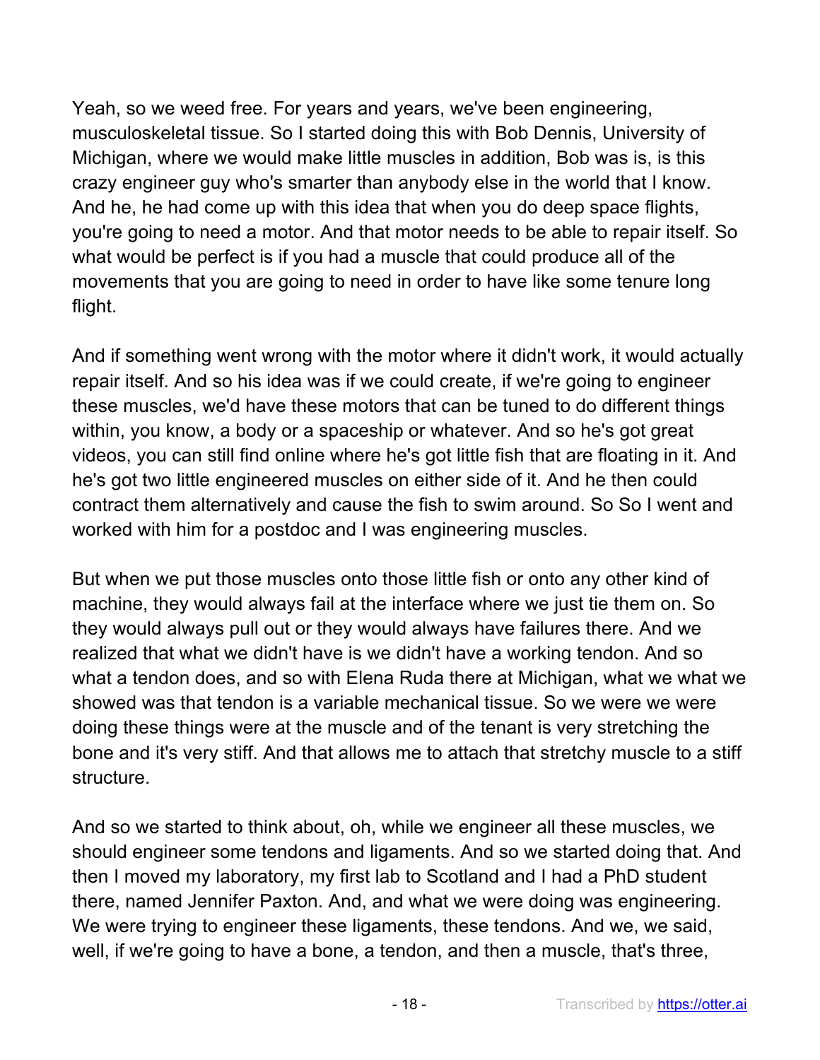Yeah, so we weed free. For years and years, we've been engineering, musculoskeletal tissue. So I started doing this with Bob Dennis, University of Michigan, where we would make little muscles in addition, Bob was is, is this crazy engineer guy who's smarter than anybody else in the world that I know. And he, he had come up with this idea that when you do deep space flights, you're going to need a motor. And that motor needs to be able to repair itself. So what would be perfect is if you had a muscle that could produce all of the movements that you are going to need in order to have like some tenure long flight.

And if something went wrong with the motor where it didn't work, it would actually repair itself. And so his idea was if we could create, if we're going to engineer these muscles, we'd have these motors that can be tuned to do different things within, you know, a body or a spaceship or whatever. And so he's got great videos, you can still find online where he's got little fish that are floating in it. And he's got two little engineered muscles on either side of it. And he then could contract them alternatively and cause the fish to swim around. So So I went and worked with him for a postdoc and I was engineering muscles.

But when we put those muscles onto those little fish or onto any other kind of machine, they would always fail at the interface where we just tie them on. So they would always pull out or they would always have failures there. And we realized that what we didn't have is we didn't have a working tendon. And so what a tendon does, and so with Elena Ruda there at Michigan, what we what we showed was that tendon is a variable mechanical tissue. So we were we were doing these things were at the muscle and of the tenant is very stretching the bone and it's very stiff. And that allows me to attach that stretchy muscle to a stiff structure.

And so we started to think about, oh, while we engineer all these muscles, we should engineer some tendons and ligaments. And so we started doing that. And then I moved my laboratory, my first lab to Scotland and I had a PhD student there, named Jennifer Paxton. And, and what we were doing was engineering. We were trying to engineer these ligaments, these tendons. And we, we said, well, if we're going to have a bone, a tendon, and then a muscle, that's three,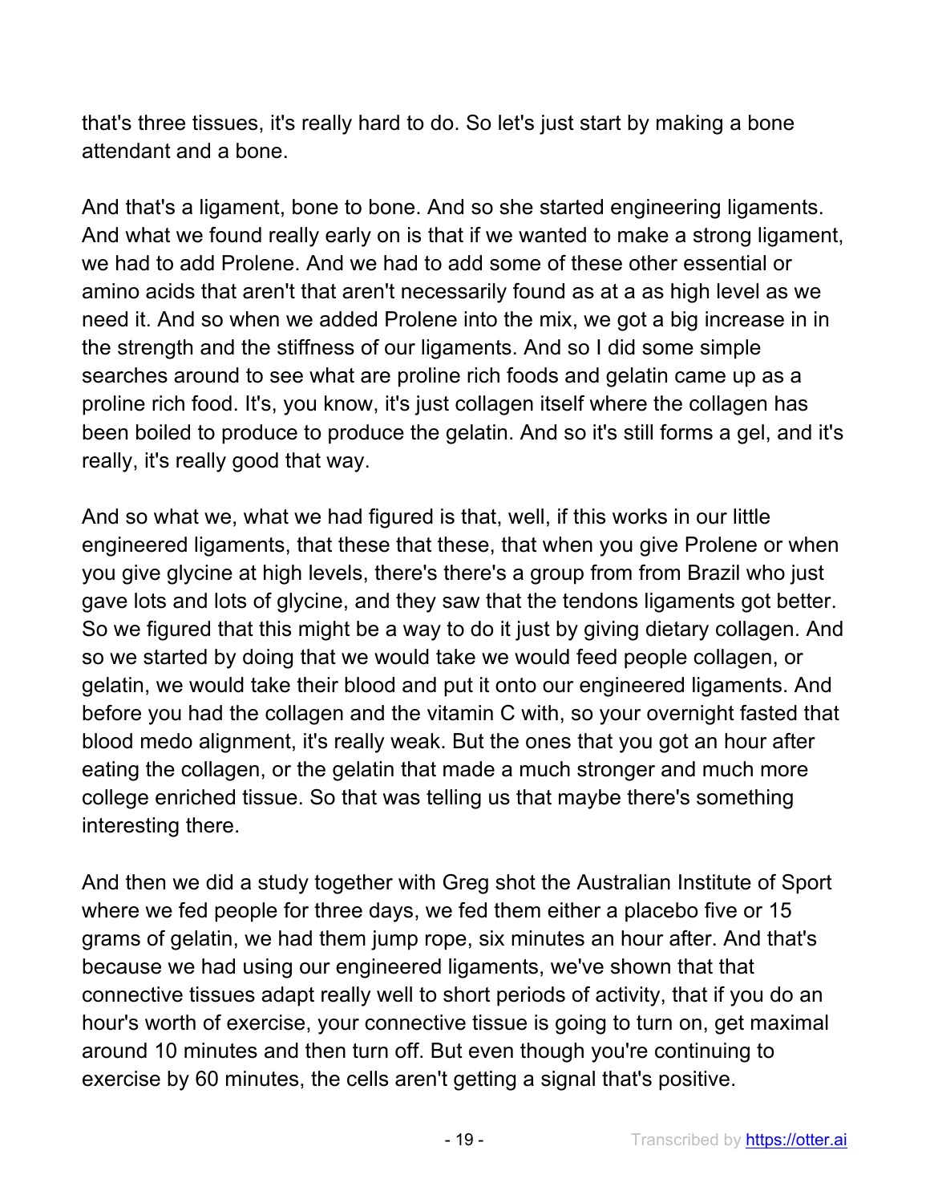that's three tissues, it's really hard to do. So let's just start by making a bone attendant and a bone.

And that's a ligament, bone to bone. And so she started engineering ligaments. And what we found really early on is that if we wanted to make a strong ligament, we had to add Prolene. And we had to add some of these other essential or amino acids that aren't that aren't necessarily found as at a as high level as we need it. And so when we added Prolene into the mix, we got a big increase in in the strength and the stiffness of our ligaments. And so I did some simple searches around to see what are proline rich foods and gelatin came up as a proline rich food. It's, you know, it's just collagen itself where the collagen has been boiled to produce to produce the gelatin. And so it's still forms a gel, and it's really, it's really good that way.

And so what we, what we had figured is that, well, if this works in our little engineered ligaments, that these that these, that when you give Prolene or when you give glycine at high levels, there's there's a group from from Brazil who just gave lots and lots of glycine, and they saw that the tendons ligaments got better. So we figured that this might be a way to do it just by giving dietary collagen. And so we started by doing that we would take we would feed people collagen, or gelatin, we would take their blood and put it onto our engineered ligaments. And before you had the collagen and the vitamin C with, so your overnight fasted that blood medo alignment, it's really weak. But the ones that you got an hour after eating the collagen, or the gelatin that made a much stronger and much more college enriched tissue. So that was telling us that maybe there's something interesting there.

And then we did a study together with Greg shot the Australian Institute of Sport where we fed people for three days, we fed them either a placebo five or 15 grams of gelatin, we had them jump rope, six minutes an hour after. And that's because we had using our engineered ligaments, we've shown that that connective tissues adapt really well to short periods of activity, that if you do an hour's worth of exercise, your connective tissue is going to turn on, get maximal around 10 minutes and then turn off. But even though you're continuing to exercise by 60 minutes, the cells aren't getting a signal that's positive.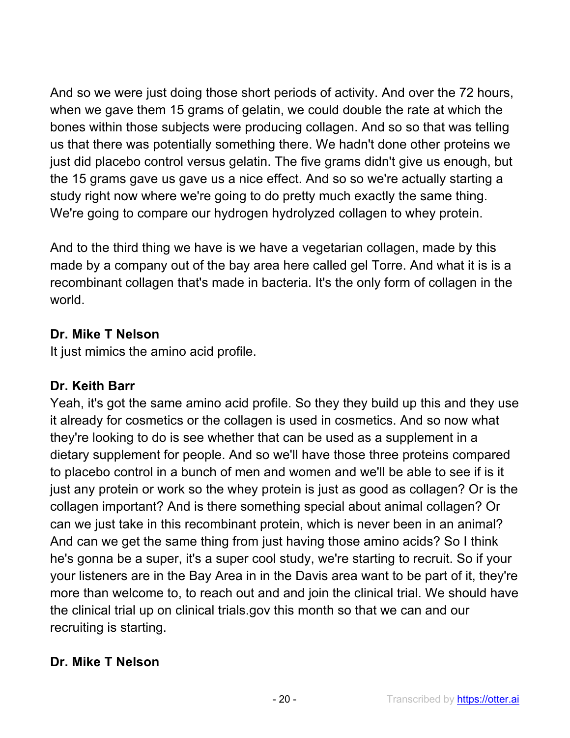And so we were just doing those short periods of activity. And over the 72 hours, when we gave them 15 grams of gelatin, we could double the rate at which the bones within those subjects were producing collagen. And so so that was telling us that there was potentially something there. We hadn't done other proteins we just did placebo control versus gelatin. The five grams didn't give us enough, but the 15 grams gave us gave us a nice effect. And so so we're actually starting a study right now where we're going to do pretty much exactly the same thing. We're going to compare our hydrogen hydrolyzed collagen to whey protein.

And to the third thing we have is we have a vegetarian collagen, made by this made by a company out of the bay area here called gel Torre. And what it is is a recombinant collagen that's made in bacteria. It's the only form of collagen in the world.

**Dr. Mike T Nelson**
It just mimics the amino acid profile.

**Dr. Keith Barr**
Yeah, it's got the same amino acid profile. So they they build up this and they use it already for cosmetics or the collagen is used in cosmetics. And so now what they're looking to do is see whether that can be used as a supplement in a dietary supplement for people. And so we'll have those three proteins compared to placebo control in a bunch of men and women and we'll be able to see if is it just any protein or work so the whey protein is just as good as collagen? Or is the collagen important? And is there something special about animal collagen? Or can we just take in this recombinant protein, which is never been in an animal? And can we get the same thing from just having those amino acids? So I think he's gonna be a super, it's a super cool study, we're starting to recruit. So if your your listeners are in the Bay Area in in the Davis area want to be part of it, they're more than welcome to, to reach out and and join the clinical trial. We should have the clinical trial up on clinical trials.gov this month so that we can and our recruiting is starting.

**Dr. Mike T Nelson**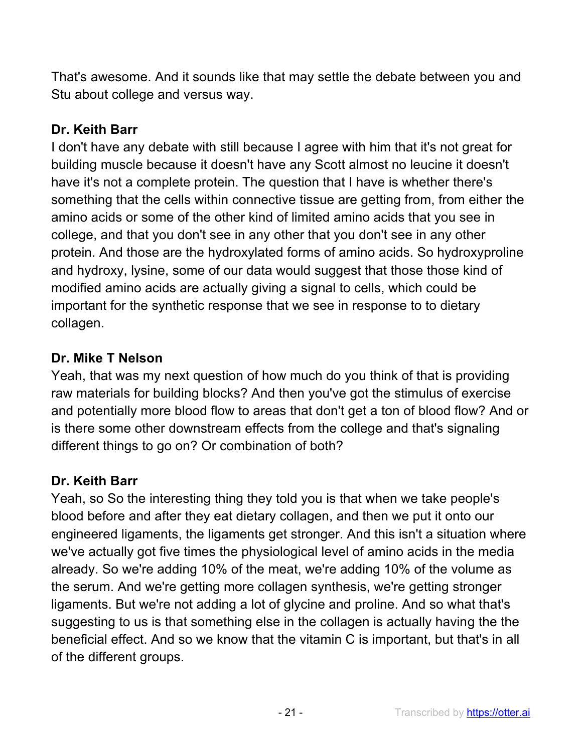That's awesome. And it sounds like that may settle the debate between you and Stu about college and versus way.

**Dr. Keith Barr**
I don't have any debate with still because I agree with him that it's not great for building muscle because it doesn't have any Scott almost no leucine it doesn't have it's not a complete protein. The question that I have is whether there's something that the cells within connective tissue are getting from, from either the amino acids or some of the other kind of limited amino acids that you see in college, and that you don't see in any other that you don't see in any other protein. And those are the hydroxylated forms of amino acids. So hydroxyproline and hydroxy, lysine, some of our data would suggest that those those kind of modified amino acids are actually giving a signal to cells, which could be important for the synthetic response that we see in response to to dietary collagen.

**Dr. Mike T Nelson**
Yeah, that was my next question of how much do you think of that is providing raw materials for building blocks? And then you've got the stimulus of exercise and potentially more blood flow to areas that don't get a ton of blood flow? And or is there some other downstream effects from the college and that's signaling different things to go on? Or combination of both?

**Dr. Keith Barr**
Yeah, so So the interesting thing they told you is that when we take people's blood before and after they eat dietary collagen, and then we put it onto our engineered ligaments, the ligaments get stronger. And this isn't a situation where we've actually got five times the physiological level of amino acids in the media already. So we're adding 10% of the meat, we're adding 10% of the volume as the serum. And we're getting more collagen synthesis, we're getting stronger ligaments. But we're not adding a lot of glycine and proline. And so what that's suggesting to us is that something else in the collagen is actually having the the beneficial effect. And so we know that the vitamin C is important, but that's in all of the different groups.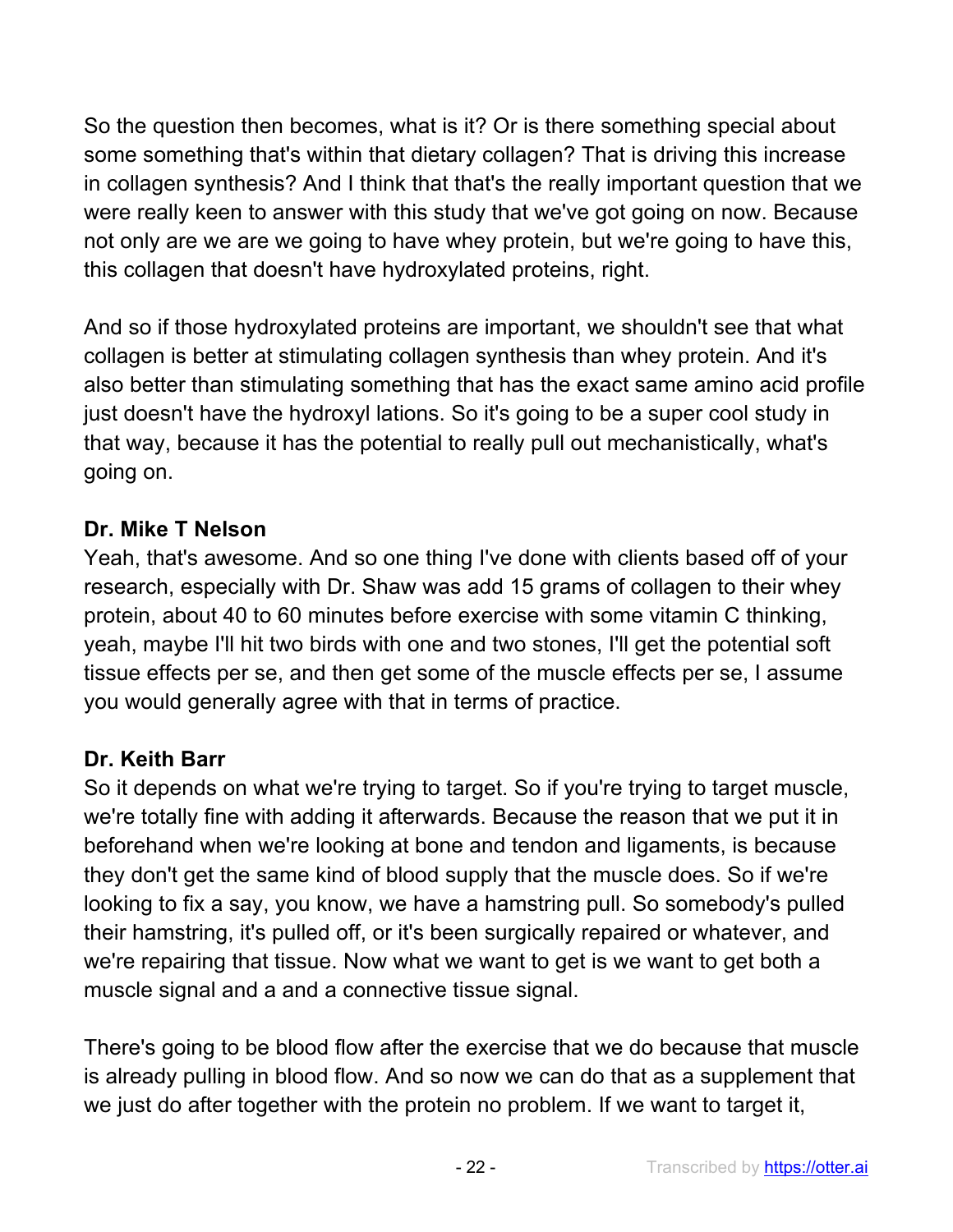So the question then becomes, what is it? Or is there something special about some something that's within that dietary collagen? That is driving this increase in collagen synthesis? And I think that that's the really important question that we were really keen to answer with this study that we've got going on now. Because not only are we are we going to have whey protein, but we're going to have this, this collagen that doesn't have hydroxylated proteins, right.

And so if those hydroxylated proteins are important, we shouldn't see that what collagen is better at stimulating collagen synthesis than whey protein. And it's also better than stimulating something that has the exact same amino acid profile just doesn't have the hydroxyl lations. So it's going to be a super cool study in that way, because it has the potential to really pull out mechanistically, what's going on.

**Dr. Mike T Nelson**
Yeah, that's awesome. And so one thing I've done with clients based off of your research, especially with Dr. Shaw was add 15 grams of collagen to their whey protein, about 40 to 60 minutes before exercise with some vitamin C thinking, yeah, maybe I'll hit two birds with one and two stones, I'll get the potential soft tissue effects per se, and then get some of the muscle effects per se, I assume you would generally agree with that in terms of practice.

**Dr. Keith Barr**
So it depends on what we're trying to target. So if you're trying to target muscle, we're totally fine with adding it afterwards. Because the reason that we put it in beforehand when we're looking at bone and tendon and ligaments, is because they don't get the same kind of blood supply that the muscle does. So if we're looking to fix a say, you know, we have a hamstring pull. So somebody's pulled their hamstring, it's pulled off, or it's been surgically repaired or whatever, and we're repairing that tissue. Now what we want to get is we want to get both a muscle signal and a and a connective tissue signal.

There's going to be blood flow after the exercise that we do because that muscle is already pulling in blood flow. And so now we can do that as a supplement that we just do after together with the protein no problem. If we want to target it,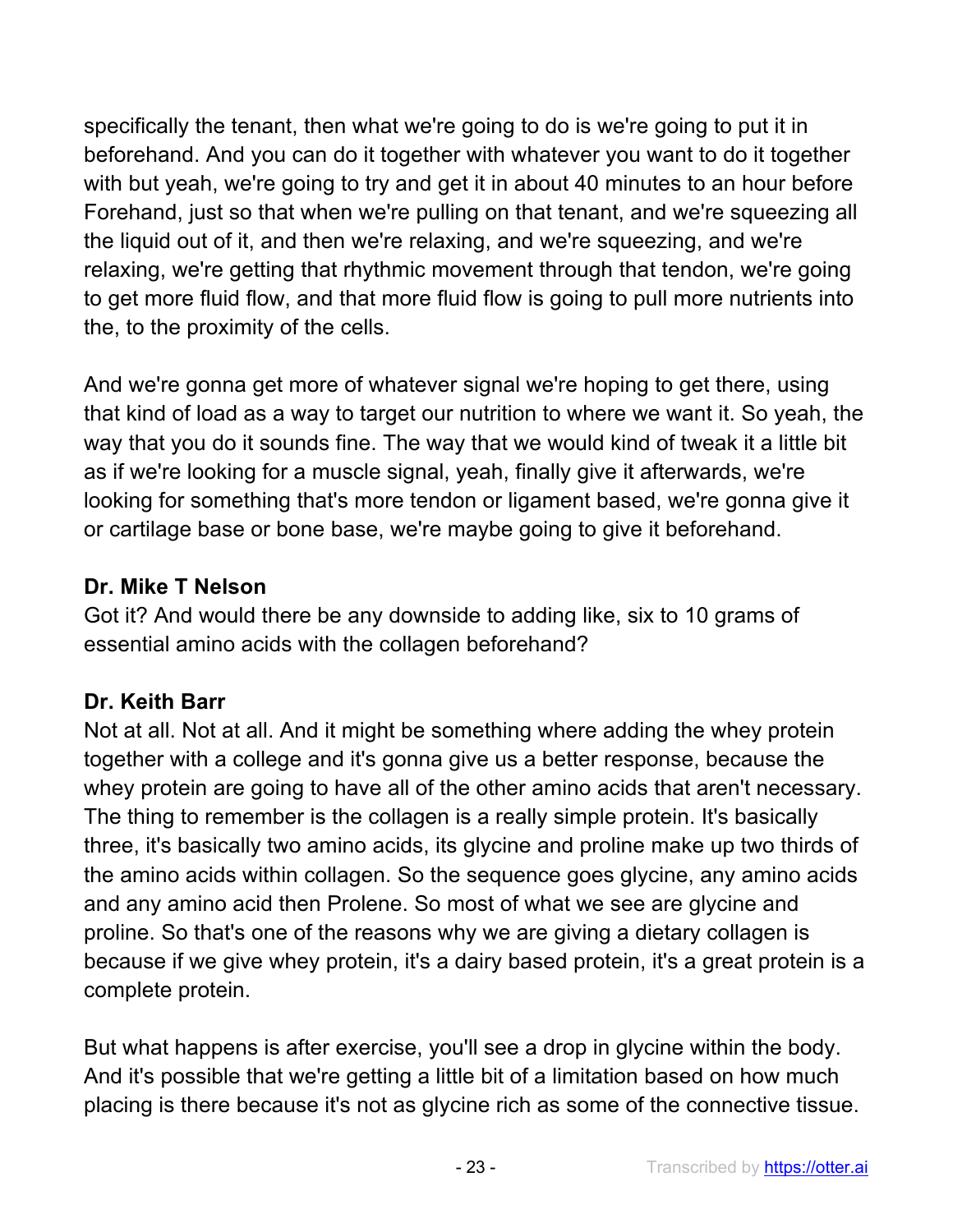specifically the tenant, then what we're going to do is we're going to put it in beforehand. And you can do it together with whatever you want to do it together with but yeah, we're going to try and get it in about 40 minutes to an hour before Forehand, just so that when we're pulling on that tenant, and we're squeezing all the liquid out of it, and then we're relaxing, and we're squeezing, and we're relaxing, we're getting that rhythmic movement through that tendon, we're going to get more fluid flow, and that more fluid flow is going to pull more nutrients into the, to the proximity of the cells.

And we're gonna get more of whatever signal we're hoping to get there, using that kind of load as a way to target our nutrition to where we want it. So yeah, the way that you do it sounds fine. The way that we would kind of tweak it a little bit as if we're looking for a muscle signal, yeah, finally give it afterwards, we're looking for something that's more tendon or ligament based, we're gonna give it or cartilage base or bone base, we're maybe going to give it beforehand.

**Dr. Mike T Nelson**
Got it? And would there be any downside to adding like, six to 10 grams of essential amino acids with the collagen beforehand?

**Dr. Keith Barr**
Not at all. Not at all. And it might be something where adding the whey protein together with a college and it's gonna give us a better response, because the whey protein are going to have all of the other amino acids that aren't necessary. The thing to remember is the collagen is a really simple protein. It's basically three, it's basically two amino acids, its glycine and proline make up two thirds of the amino acids within collagen. So the sequence goes glycine, any amino acids and any amino acid then Prolene. So most of what we see are glycine and proline. So that's one of the reasons why we are giving a dietary collagen is because if we give whey protein, it's a dairy based protein, it's a great protein is a complete protein.

But what happens is after exercise, you'll see a drop in glycine within the body. And it's possible that we're getting a little bit of a limitation based on how much placing is there because it's not as glycine rich as some of the connective tissue.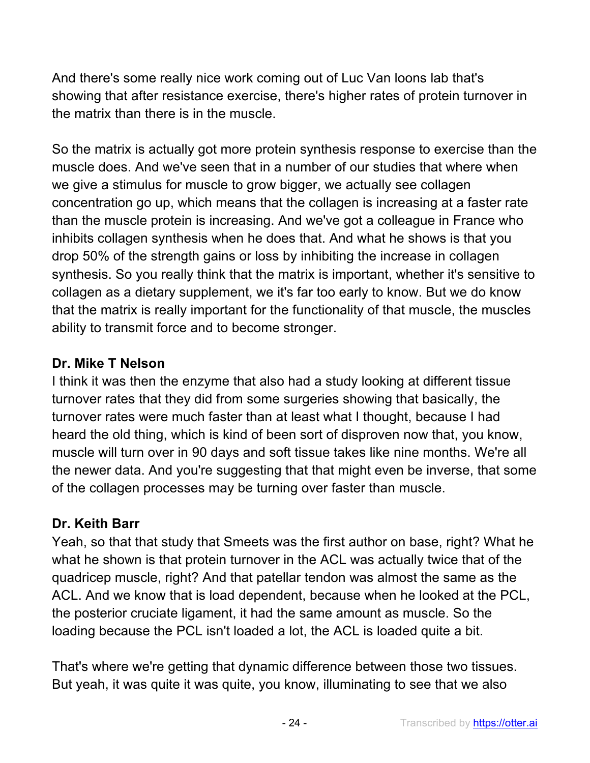And there's some really nice work coming out of Luc Van loons lab that's showing that after resistance exercise, there's higher rates of protein turnover in the matrix than there is in the muscle.

So the matrix is actually got more protein synthesis response to exercise than the muscle does. And we've seen that in a number of our studies that where when we give a stimulus for muscle to grow bigger, we actually see collagen concentration go up, which means that the collagen is increasing at a faster rate than the muscle protein is increasing. And we've got a colleague in France who inhibits collagen synthesis when he does that. And what he shows is that you drop 50% of the strength gains or loss by inhibiting the increase in collagen synthesis. So you really think that the matrix is important, whether it's sensitive to collagen as a dietary supplement, we it's far too early to know. But we do know that the matrix is really important for the functionality of that muscle, the muscles ability to transmit force and to become stronger.

**Dr. Mike T Nelson**
I think it was then the enzyme that also had a study looking at different tissue turnover rates that they did from some surgeries showing that basically, the turnover rates were much faster than at least what I thought, because I had heard the old thing, which is kind of been sort of disproven now that, you know, muscle will turn over in 90 days and soft tissue takes like nine months. We're all the newer data. And you're suggesting that that might even be inverse, that some of the collagen processes may be turning over faster than muscle.

**Dr. Keith Barr**
Yeah, so that that study that Smeets was the first author on base, right? What he what he shown is that protein turnover in the ACL was actually twice that of the quadricep muscle, right? And that patellar tendon was almost the same as the ACL. And we know that is load dependent, because when he looked at the PCL, the posterior cruciate ligament, it had the same amount as muscle. So the loading because the PCL isn't loaded a lot, the ACL is loaded quite a bit.

That's where we're getting that dynamic difference between those two tissues. But yeah, it was quite it was quite, you know, illuminating to see that we also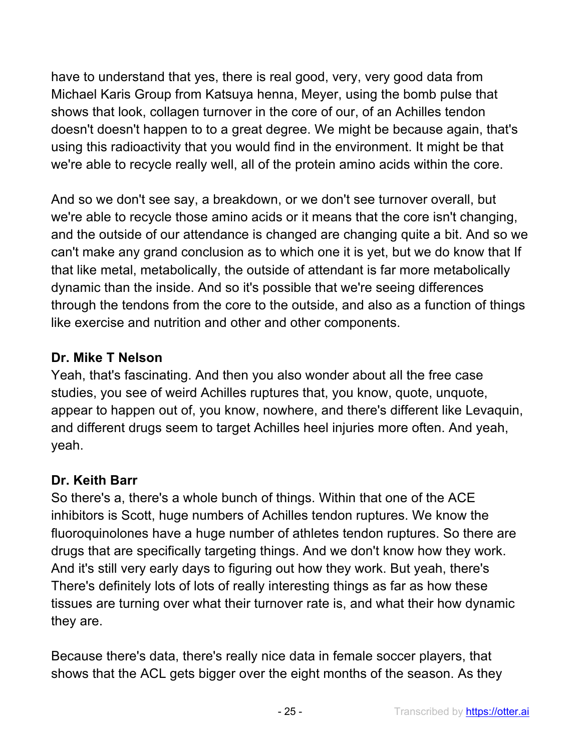have to understand that yes, there is real good, very, very good data from Michael Karis Group from Katsuya henna, Meyer, using the bomb pulse that shows that look, collagen turnover in the core of our, of an Achilles tendon doesn't doesn't happen to to a great degree. We might be because again, that's using this radioactivity that you would find in the environment. It might be that we're able to recycle really well, all of the protein amino acids within the core.

And so we don't see say, a breakdown, or we don't see turnover overall, but we're able to recycle those amino acids or it means that the core isn't changing, and the outside of our attendance is changed are changing quite a bit. And so we can't make any grand conclusion as to which one it is yet, but we do know that If that like metal, metabolically, the outside of attendant is far more metabolically dynamic than the inside. And so it's possible that we're seeing differences through the tendons from the core to the outside, and also as a function of things like exercise and nutrition and other and other components.

**Dr. Mike T Nelson**
Yeah, that's fascinating. And then you also wonder about all the free case studies, you see of weird Achilles ruptures that, you know, quote, unquote, appear to happen out of, you know, nowhere, and there's different like Levaquin, and different drugs seem to target Achilles heel injuries more often. And yeah, yeah.

**Dr. Keith Barr**
So there's a, there's a whole bunch of things. Within that one of the ACE inhibitors is Scott, huge numbers of Achilles tendon ruptures. We know the fluoroquinolones have a huge number of athletes tendon ruptures. So there are drugs that are specifically targeting things. And we don't know how they work. And it's still very early days to figuring out how they work. But yeah, there's There's definitely lots of lots of really interesting things as far as how these tissues are turning over what their turnover rate is, and what their how dynamic they are.

Because there's data, there's really nice data in female soccer players, that shows that the ACL gets bigger over the eight months of the season. As they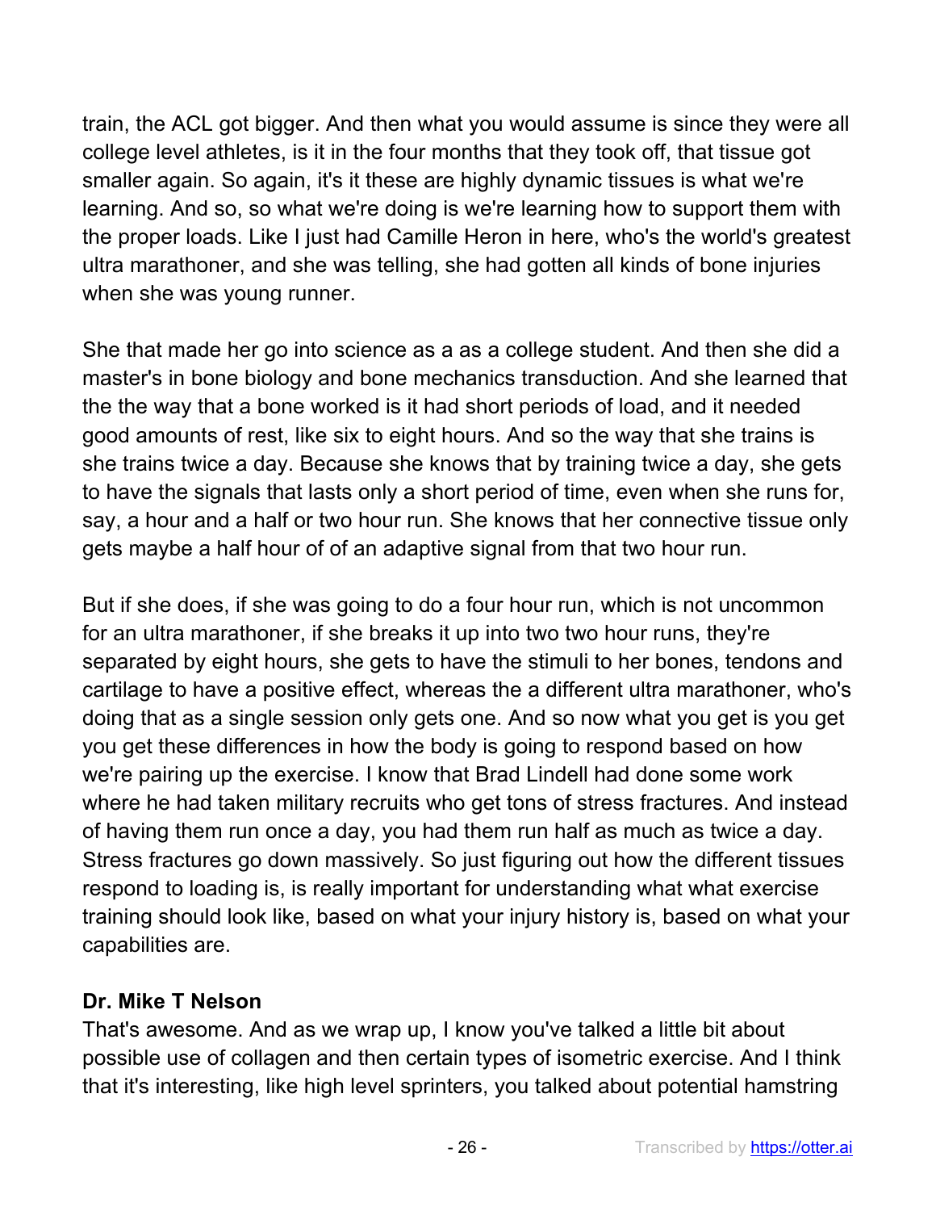train, the ACL got bigger. And then what you would assume is since they were all college level athletes, is it in the four months that they took off, that tissue got smaller again. So again, it's it these are highly dynamic tissues is what we're learning. And so, so what we're doing is we're learning how to support them with the proper loads. Like I just had Camille Heron in here, who's the world's greatest ultra marathoner, and she was telling, she had gotten all kinds of bone injuries when she was young runner.

She that made her go into science as a as a college student. And then she did a master's in bone biology and bone mechanics transduction. And she learned that the the way that a bone worked is it had short periods of load, and it needed good amounts of rest, like six to eight hours. And so the way that she trains is she trains twice a day. Because she knows that by training twice a day, she gets to have the signals that lasts only a short period of time, even when she runs for, say, a hour and a half or two hour run. She knows that her connective tissue only gets maybe a half hour of of an adaptive signal from that two hour run.

But if she does, if she was going to do a four hour run, which is not uncommon for an ultra marathoner, if she breaks it up into two two hour runs, they're separated by eight hours, she gets to have the stimuli to her bones, tendons and cartilage to have a positive effect, whereas the a different ultra marathoner, who's doing that as a single session only gets one. And so now what you get is you get you get these differences in how the body is going to respond based on how we're pairing up the exercise. I know that Brad Lindell had done some work where he had taken military recruits who get tons of stress fractures. And instead of having them run once a day, you had them run half as much as twice a day. Stress fractures go down massively. So just figuring out how the different tissues respond to loading is, is really important for understanding what what exercise training should look like, based on what your injury history is, based on what your capabilities are.

**Dr. Mike T Nelson**
That's awesome. And as we wrap up, I know you've talked a little bit about possible use of collagen and then certain types of isometric exercise. And I think that it's interesting, like high level sprinters, you talked about potential hamstring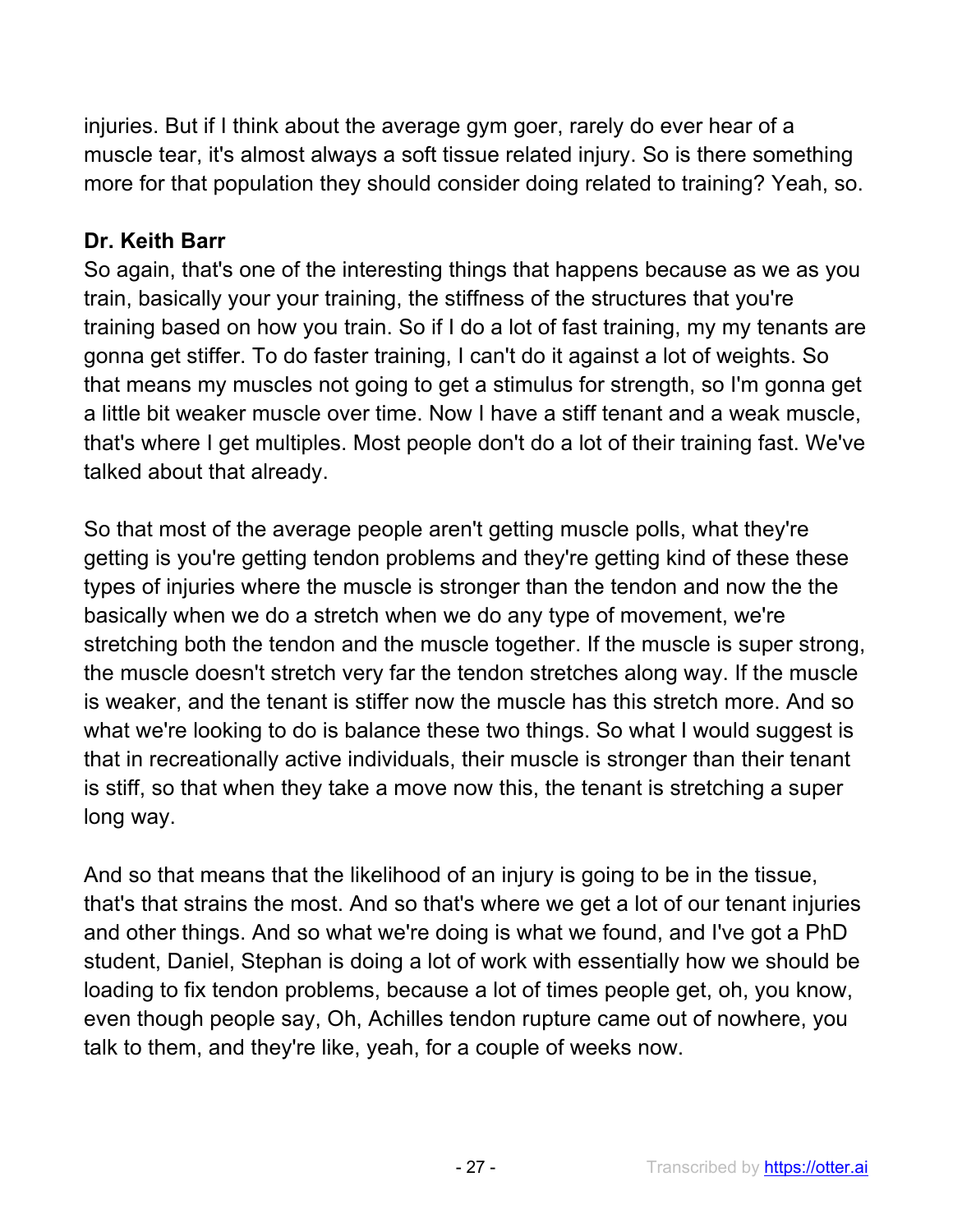injuries. But if I think about the average gym goer, rarely do ever hear of a muscle tear, it's almost always a soft tissue related injury. So is there something more for that population they should consider doing related to training? Yeah, so.

**Dr. Keith Barr**
So again, that's one of the interesting things that happens because as we as you train, basically your your training, the stiffness of the structures that you're training based on how you train. So if I do a lot of fast training, my my tenants are gonna get stiffer. To do faster training, I can't do it against a lot of weights. So that means my muscles not going to get a stimulus for strength, so I'm gonna get a little bit weaker muscle over time. Now I have a stiff tenant and a weak muscle, that's where I get multiples. Most people don't do a lot of their training fast. We've talked about that already.

So that most of the average people aren't getting muscle polls, what they're getting is you're getting tendon problems and they're getting kind of these these types of injuries where the muscle is stronger than the tendon and now the the basically when we do a stretch when we do any type of movement, we're stretching both the tendon and the muscle together. If the muscle is super strong, the muscle doesn't stretch very far the tendon stretches along way. If the muscle is weaker, and the tenant is stiffer now the muscle has this stretch more. And so what we're looking to do is balance these two things. So what I would suggest is that in recreationally active individuals, their muscle is stronger than their tenant is stiff, so that when they take a move now this, the tenant is stretching a super long way.

And so that means that the likelihood of an injury is going to be in the tissue, that's that strains the most. And so that's where we get a lot of our tenant injuries and other things. And so what we're doing is what we found, and I've got a PhD student, Daniel, Stephan is doing a lot of work with essentially how we should be loading to fix tendon problems, because a lot of times people get, oh, you know, even though people say, Oh, Achilles tendon rupture came out of nowhere, you talk to them, and they're like, yeah, for a couple of weeks now.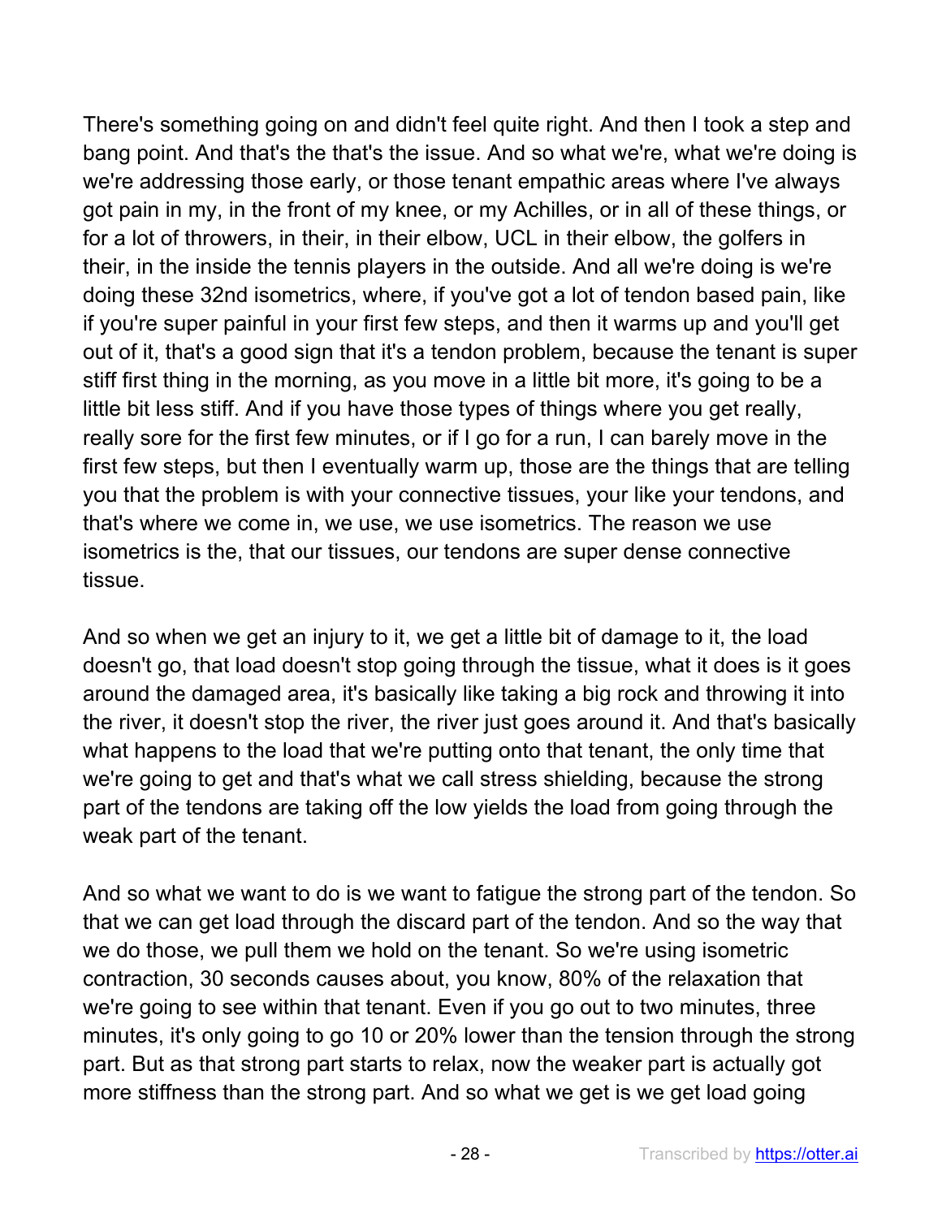There's something going on and didn't feel quite right. And then I took a step and bang point. And that's the that's the issue. And so what we're, what we're doing is we're addressing those early, or those tenant empathic areas where I've always got pain in my, in the front of my knee, or my Achilles, or in all of these things, or for a lot of throwers, in their, in their elbow, UCL in their elbow, the golfers in their, in the inside the tennis players in the outside. And all we're doing is we're doing these 32nd isometrics, where, if you've got a lot of tendon based pain, like if you're super painful in your first few steps, and then it warms up and you'll get out of it, that's a good sign that it's a tendon problem, because the tenant is super stiff first thing in the morning, as you move in a little bit more, it's going to be a little bit less stiff. And if you have those types of things where you get really, really sore for the first few minutes, or if I go for a run, I can barely move in the first few steps, but then I eventually warm up, those are the things that are telling you that the problem is with your connective tissues, your like your tendons, and that's where we come in, we use, we use isometrics. The reason we use isometrics is the, that our tissues, our tendons are super dense connective tissue.

And so when we get an injury to it, we get a little bit of damage to it, the load doesn't go, that load doesn't stop going through the tissue, what it does is it goes around the damaged area, it's basically like taking a big rock and throwing it into the river, it doesn't stop the river, the river just goes around it. And that's basically what happens to the load that we're putting onto that tenant, the only time that we're going to get and that's what we call stress shielding, because the strong part of the tendons are taking off the low yields the load from going through the weak part of the tenant.

And so what we want to do is we want to fatigue the strong part of the tendon. So that we can get load through the discard part of the tendon. And so the way that we do those, we pull them we hold on the tenant. So we're using isometric contraction, 30 seconds causes about, you know, 80% of the relaxation that we're going to see within that tenant. Even if you go out to two minutes, three minutes, it's only going to go 10 or 20% lower than the tension through the strong part. But as that strong part starts to relax, now the weaker part is actually got more stiffness than the strong part. And so what we get is we get load going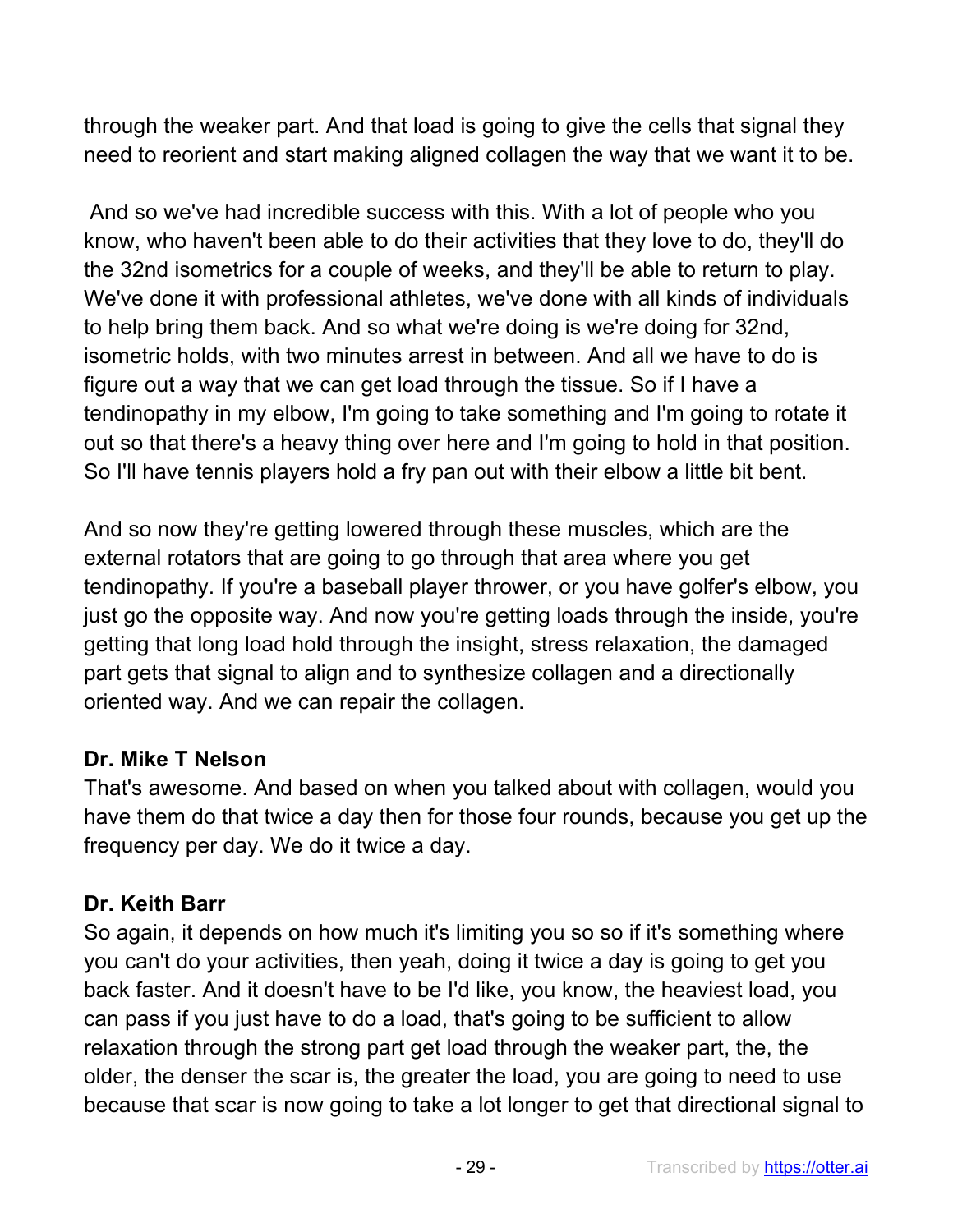through the weaker part. And that load is going to give the cells that signal they need to reorient and start making aligned collagen the way that we want it to be.

And so we've had incredible success with this. With a lot of people who you know, who haven't been able to do their activities that they love to do, they'll do the 32nd isometrics for a couple of weeks, and they'll be able to return to play. We've done it with professional athletes, we've done with all kinds of individuals to help bring them back. And so what we're doing is we're doing for 32nd, isometric holds, with two minutes arrest in between. And all we have to do is figure out a way that we can get load through the tissue. So if I have a tendinopathy in my elbow, I'm going to take something and I'm going to rotate it out so that there's a heavy thing over here and I'm going to hold in that position. So I'll have tennis players hold a fry pan out with their elbow a little bit bent.

And so now they're getting lowered through these muscles, which are the external rotators that are going to go through that area where you get tendinopathy. If you're a baseball player thrower, or you have golfer's elbow, you just go the opposite way. And now you're getting loads through the inside, you're getting that long load hold through the insight, stress relaxation, the damaged part gets that signal to align and to synthesize collagen and a directionally oriented way. And we can repair the collagen.

**Dr. Mike T Nelson**
That's awesome. And based on when you talked about with collagen, would you have them do that twice a day then for those four rounds, because you get up the frequency per day. We do it twice a day.

**Dr. Keith Barr**
So again, it depends on how much it's limiting you so so if it's something where you can't do your activities, then yeah, doing it twice a day is going to get you back faster. And it doesn't have to be I'd like, you know, the heaviest load, you can pass if you just have to do a load, that's going to be sufficient to allow relaxation through the strong part get load through the weaker part, the, the older, the denser the scar is, the greater the load, you are going to need to use because that scar is now going to take a lot longer to get that directional signal to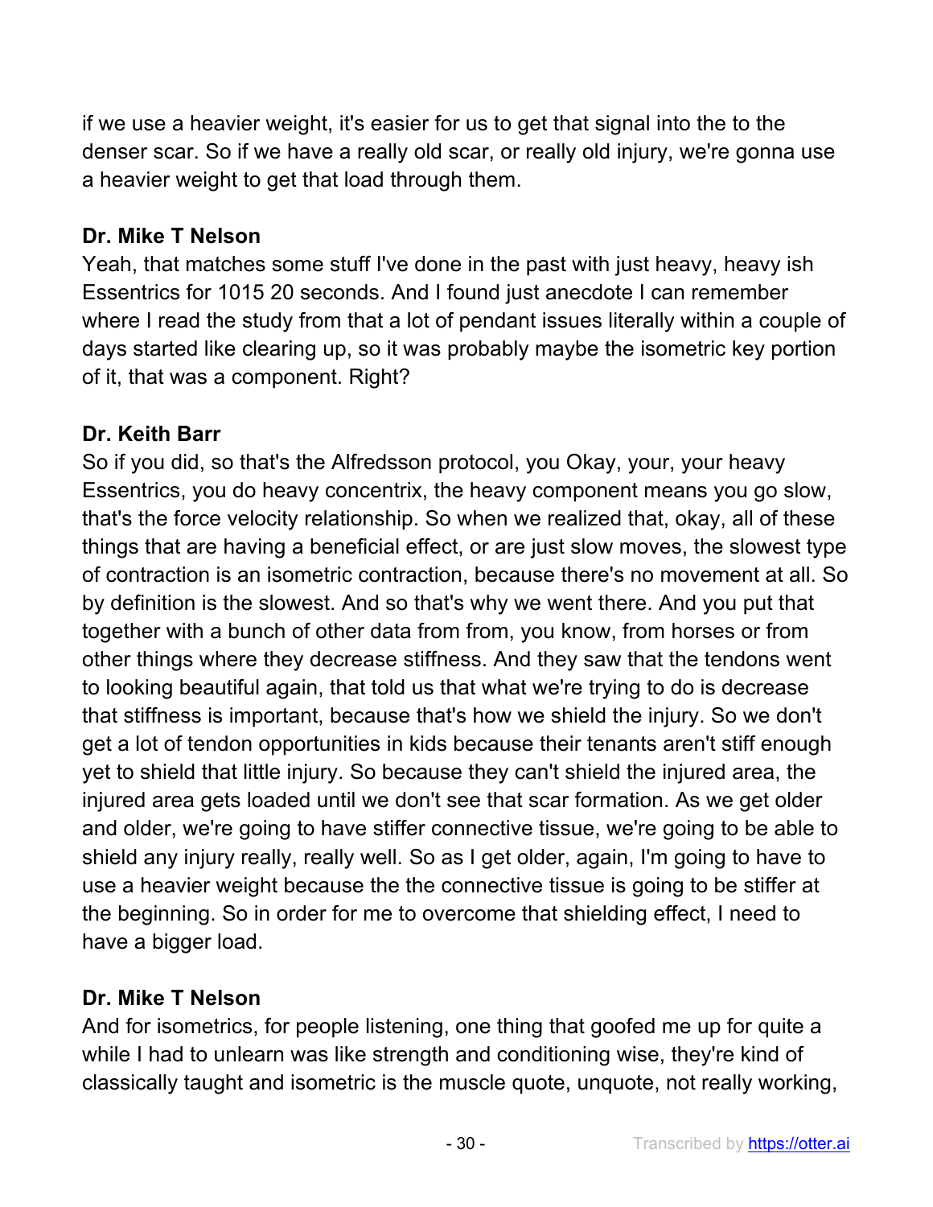if we use a heavier weight, it's easier for us to get that signal into the to the denser scar. So if we have a really old scar, or really old injury, we're gonna use a heavier weight to get that load through them.

**Dr. Mike T Nelson**
Yeah, that matches some stuff I've done in the past with just heavy, heavy ish Essentrics for 1015 20 seconds. And I found just anecdote I can remember where I read the study from that a lot of pendant issues literally within a couple of days started like clearing up, so it was probably maybe the isometric key portion of it, that was a component. Right?

**Dr. Keith Barr**
So if you did, so that's the Alfredsson protocol, you Okay, your, your heavy Essentrics, you do heavy concentrix, the heavy component means you go slow, that's the force velocity relationship. So when we realized that, okay, all of these things that are having a beneficial effect, or are just slow moves, the slowest type of contraction is an isometric contraction, because there's no movement at all. So by definition is the slowest. And so that's why we went there. And you put that together with a bunch of other data from from, you know, from horses or from other things where they decrease stiffness. And they saw that the tendons went to looking beautiful again, that told us that what we're trying to do is decrease that stiffness is important, because that's how we shield the injury. So we don't get a lot of tendon opportunities in kids because their tenants aren't stiff enough yet to shield that little injury. So because they can't shield the injured area, the injured area gets loaded until we don't see that scar formation. As we get older and older, we're going to have stiffer connective tissue, we're going to be able to shield any injury really, really well. So as I get older, again, I'm going to have to use a heavier weight because the the connective tissue is going to be stiffer at the beginning. So in order for me to overcome that shielding effect, I need to have a bigger load.

**Dr. Mike T Nelson**
And for isometrics, for people listening, one thing that goofed me up for quite a while I had to unlearn was like strength and conditioning wise, they're kind of classically taught and isometric is the muscle quote, unquote, not really working,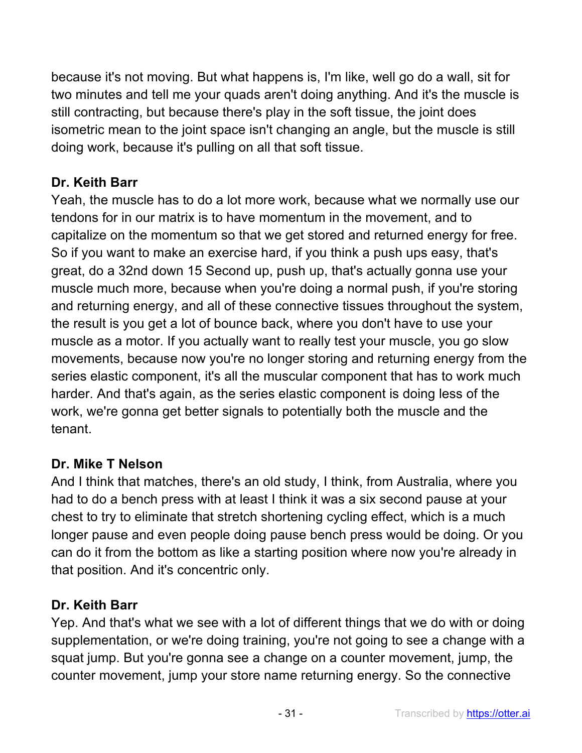because it's not moving. But what happens is, I'm like, well go do a wall, sit for two minutes and tell me your quads aren't doing anything. And it's the muscle is still contracting, but because there's play in the soft tissue, the joint does isometric mean to the joint space isn't changing an angle, but the muscle is still doing work, because it's pulling on all that soft tissue.

**Dr. Keith Barr**
Yeah, the muscle has to do a lot more work, because what we normally use our tendons for in our matrix is to have momentum in the movement, and to capitalize on the momentum so that we get stored and returned energy for free. So if you want to make an exercise hard, if you think a push ups easy, that's great, do a 32nd down 15 Second up, push up, that's actually gonna use your muscle much more, because when you're doing a normal push, if you're storing and returning energy, and all of these connective tissues throughout the system, the result is you get a lot of bounce back, where you don't have to use your muscle as a motor. If you actually want to really test your muscle, you go slow movements, because now you're no longer storing and returning energy from the series elastic component, it's all the muscular component that has to work much harder. And that's again, as the series elastic component is doing less of the work, we're gonna get better signals to potentially both the muscle and the tenant.

**Dr. Mike T Nelson**
And I think that matches, there's an old study, I think, from Australia, where you had to do a bench press with at least I think it was a six second pause at your chest to try to eliminate that stretch shortening cycling effect, which is a much longer pause and even people doing pause bench press would be doing. Or you can do it from the bottom as like a starting position where now you're already in that position. And it's concentric only.

**Dr. Keith Barr**
Yep. And that's what we see with a lot of different things that we do with or doing supplementation, or we're doing training, you're not going to see a change with a squat jump. But you're gonna see a change on a counter movement, jump, the counter movement, jump your store name returning energy. So the connective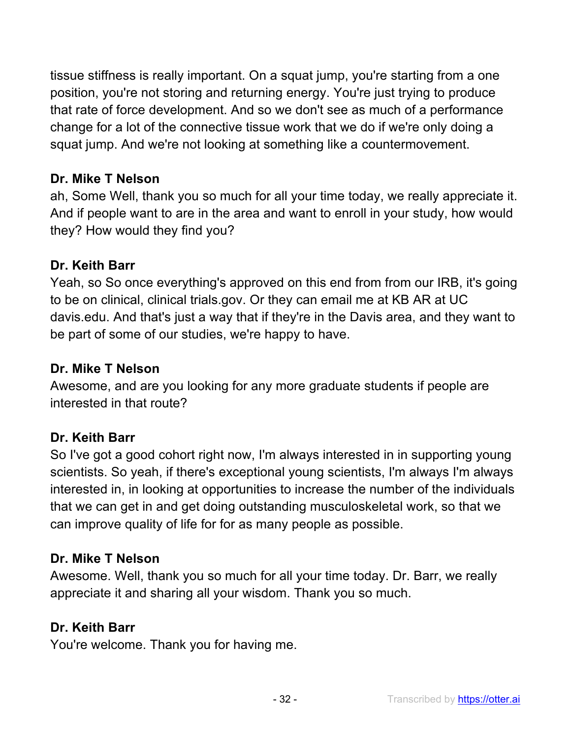tissue stiffness is really important. On a squat jump, you're starting from a one position, you're not storing and returning energy. You're just trying to produce that rate of force development. And so we don't see as much of a performance change for a lot of the connective tissue work that we do if we're only doing a squat jump. And we're not looking at something like a countermovement.

**Dr. Mike T Nelson**

ah, Some Well, thank you so much for all your time today, we really appreciate it. And if people want to are in the area and want to enroll in your study, how would they? How would they find you?

**Dr. Keith Barr**

Yeah, so So once everything's approved on this end from from our IRB, it's going to be on clinical, clinical trials.gov. Or they can email me at KB AR at UC davis.edu. And that's just a way that if they're in the Davis area, and they want to be part of some of our studies, we're happy to have.

**Dr. Mike T Nelson**

Awesome, and are you looking for any more graduate students if people are interested in that route?

**Dr. Keith Barr**

So I've got a good cohort right now, I'm always interested in in supporting young scientists. So yeah, if there's exceptional young scientists, I'm always I'm always interested in, in looking at opportunities to increase the number of the individuals that we can get in and get doing outstanding musculoskeletal work, so that we can improve quality of life for for as many people as possible.

**Dr. Mike T Nelson**

Awesome. Well, thank you so much for all your time today. Dr. Barr, we really appreciate it and sharing all your wisdom. Thank you so much.

**Dr. Keith Barr**

You're welcome. Thank you for having me.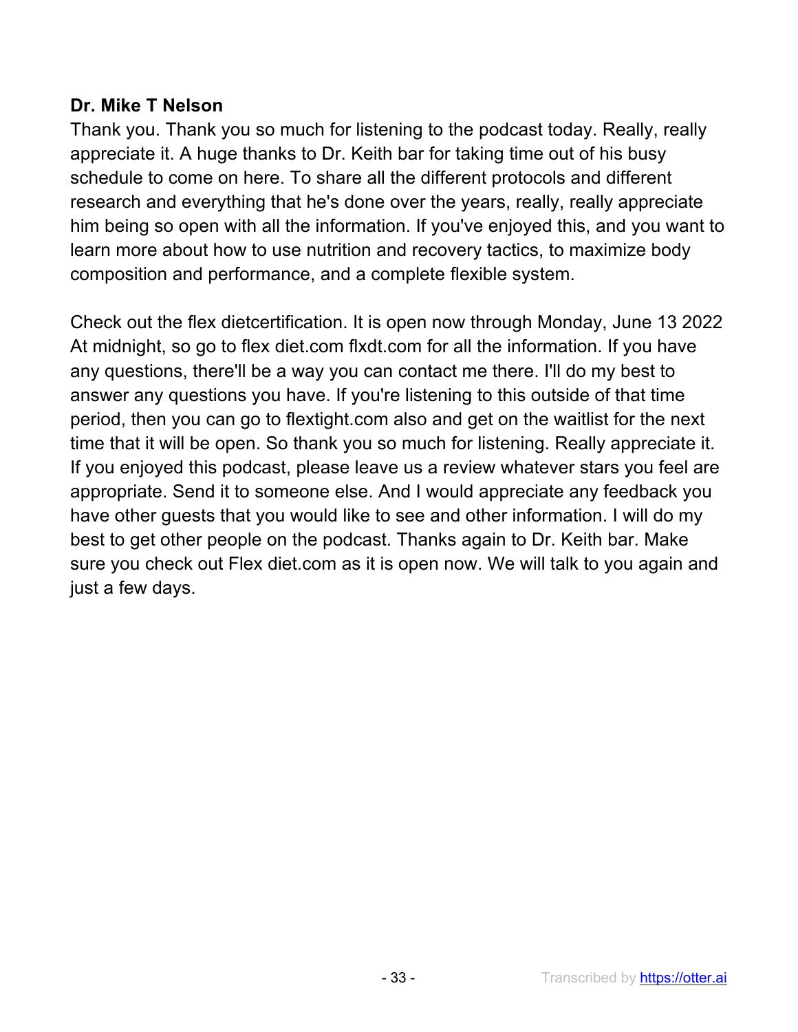**Dr. Mike T Nelson**

Thank you. Thank you so much for listening to the podcast today. Really, really appreciate it. A huge thanks to Dr. Keith bar for taking time out of his busy schedule to come on here. To share all the different protocols and different research and everything that he's done over the years, really, really appreciate him being so open with all the information. If you've enjoyed this, and you want to learn more about how to use nutrition and recovery tactics, to maximize body composition and performance, and a complete flexible system.

Check out the flex dietcertification. It is open now through Monday, June 13 2022 At midnight, so go to flex diet.com flxdt.com for all the information. If you have any questions, there'll be a way you can contact me there. I'll do my best to answer any questions you have. If you're listening to this outside of that time period, then you can go to flextight.com also and get on the waitlist for the next time that it will be open. So thank you so much for listening. Really appreciate it. If you enjoyed this podcast, please leave us a review whatever stars you feel are appropriate. Send it to someone else. And I would appreciate any feedback you have other guests that you would like to see and other information. I will do my best to get other people on the podcast. Thanks again to Dr. Keith bar. Make sure you check out Flex diet.com as it is open now. We will talk to you again and just a few days.